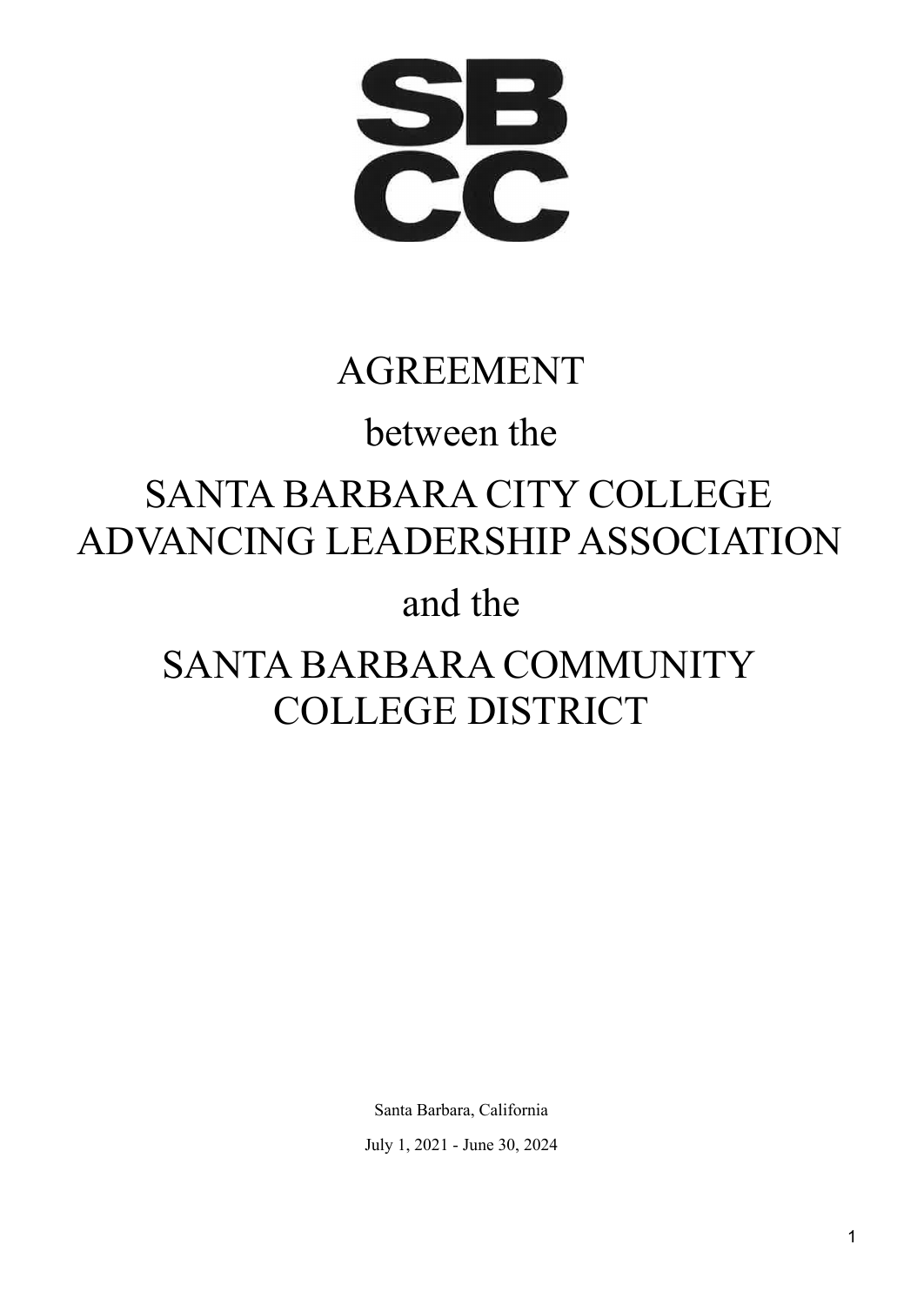SB
CC

# AGREEMENT

between the

# SANTA BARBARA CITY COLLEGE ADVANCING LEADERSHIP ASSOCIATION

and the

# SANTA BARBARA COMMUNITY COLLEGE DISTRICT

Santa Barbara, California

July 1, 2021 - June 30, 2024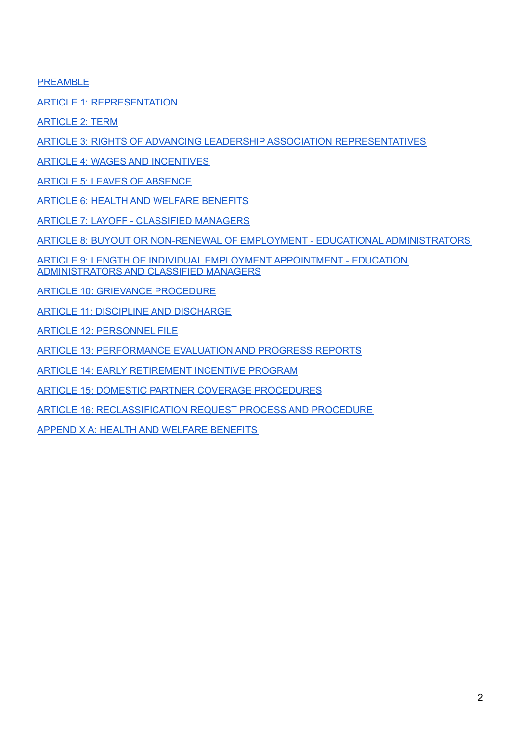PREAMBLE

ARTICLE 1: REPRESENTATION

ARTICLE 2: TERM

ARTICLE 3: RIGHTS OF ADVANCING LEADERSHIP ASSOCIATION REPRESENTATIVES

ARTICLE 4: WAGES AND INCENTIVES

ARTICLE 5: LEAVES OF ABSENCE

ARTICLE 6: HEALTH AND WELFARE BENEFITS

ARTICLE 7: LAYOFF - CLASSIFIED MANAGERS

ARTICLE 8: BUYOUT OR NON-RENEWAL OF EMPLOYMENT - EDUCATIONAL ADMINISTRATORS

ARTICLE 9: LENGTH OF INDIVIDUAL EMPLOYMENT APPOINTMENT - EDUCATION ADMINISTRATORS AND CLASSIFIED MANAGERS

ARTICLE 10: GRIEVANCE PROCEDURE

ARTICLE 11: DISCIPLINE AND DISCHARGE

ARTICLE 12: PERSONNEL FILE

ARTICLE 13: PERFORMANCE EVALUATION AND PROGRESS REPORTS

ARTICLE 14: EARLY RETIREMENT INCENTIVE PROGRAM

ARTICLE 15: DOMESTIC PARTNER COVERAGE PROCEDURES

ARTICLE 16: RECLASSIFICATION REQUEST PROCESS AND PROCEDURE

APPENDIX A: HEALTH AND WELFARE BENEFITS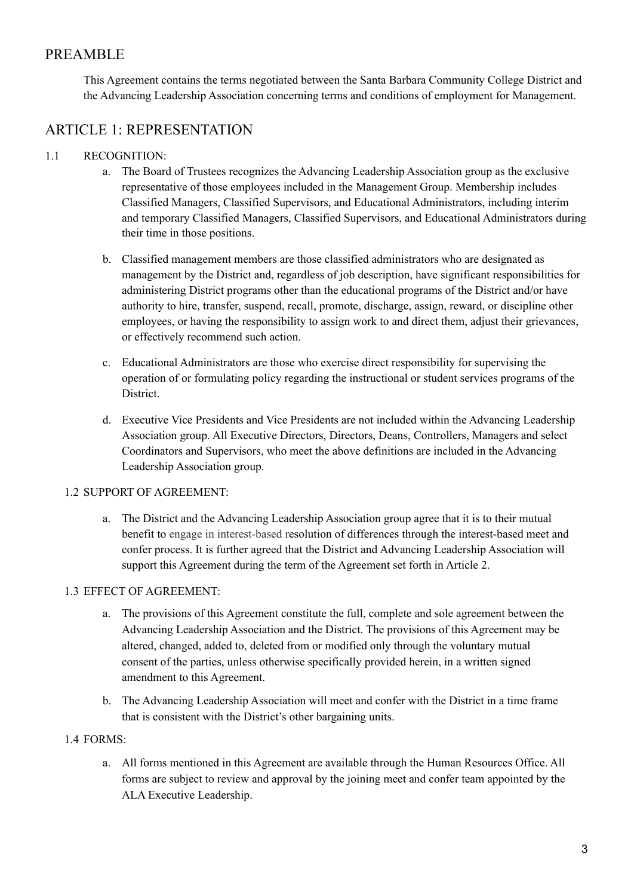## PREAMBLE

This Agreement contains the terms negotiated between the Santa Barbara Community College District and the Advancing Leadership Association concerning terms and conditions of employment for Management.

## ARTICLE 1: REPRESENTATION

### 1.1 RECOGNITION:

a. The Board of Trustees recognizes the Advancing Leadership Association group as the exclusive representative of those employees included in the Management Group. Membership includes Classified Managers, Classified Supervisors, and Educational Administrators, including interim and temporary Classified Managers, Classified Supervisors, and Educational Administrators during their time in those positions.

b. Classified management members are those classified administrators who are designated as management by the District and, regardless of job description, have significant responsibilities for administering District programs other than the educational programs of the District and/or have authority to hire, transfer, suspend, recall, promote, discharge, assign, reward, or discipline other employees, or having the responsibility to assign work to and direct them, adjust their grievances, or effectively recommend such action.

c. Educational Administrators are those who exercise direct responsibility for supervising the operation of or formulating policy regarding the instructional or student services programs of the District.

d. Executive Vice Presidents and Vice Presidents are not included within the Advancing Leadership Association group. All Executive Directors, Directors, Deans, Controllers, Managers and select Coordinators and Supervisors, who meet the above definitions are included in the Advancing Leadership Association group.

### 1.2 SUPPORT OF AGREEMENT:

a. The District and the Advancing Leadership Association group agree that it is to their mutual benefit to engage in interest-based resolution of differences through the interest-based meet and confer process. It is further agreed that the District and Advancing Leadership Association will support this Agreement during the term of the Agreement set forth in Article 2.

### 1.3 EFFECT OF AGREEMENT:

a. The provisions of this Agreement constitute the full, complete and sole agreement between the Advancing Leadership Association and the District. The provisions of this Agreement may be altered, changed, added to, deleted from or modified only through the voluntary mutual consent of the parties, unless otherwise specifically provided herein, in a written signed amendment to this Agreement.

b. The Advancing Leadership Association will meet and confer with the District in a time frame that is consistent with the District's other bargaining units.

### 1.4 FORMS:

a. All forms mentioned in this Agreement are available through the Human Resources Office. All forms are subject to review and approval by the joining meet and confer team appointed by the ALA Executive Leadership.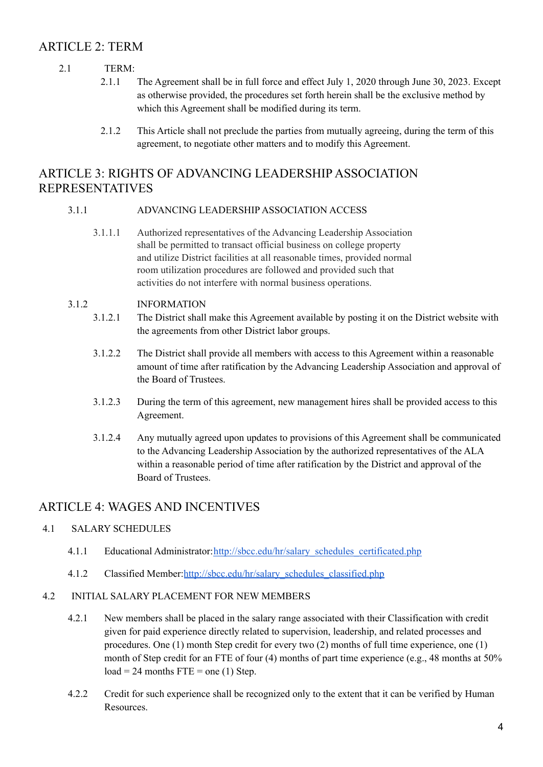## ARTICLE 2: TERM

2.1 TERM:

2.1.1 The Agreement shall be in full force and effect July 1, 2020 through June 30, 2023. Except as otherwise provided, the procedures set forth herein shall be the exclusive method by which this Agreement shall be modified during its term.

2.1.2 This Article shall not preclude the parties from mutually agreeing, during the term of this agreement, to negotiate other matters and to modify this Agreement.

## ARTICLE 3: RIGHTS OF ADVANCING LEADERSHIP ASSOCIATION REPRESENTATIVES

3.1.1 ADVANCING LEADERSHIP ASSOCIATION ACCESS

3.1.1.1 Authorized representatives of the Advancing Leadership Association shall be permitted to transact official business on college property and utilize District facilities at all reasonable times, provided normal room utilization procedures are followed and provided such that activities do not interfere with normal business operations.

3.1.2 INFORMATION

3.1.2.1 The District shall make this Agreement available by posting it on the District website with the agreements from other District labor groups.

3.1.2.2 The District shall provide all members with access to this Agreement within a reasonable amount of time after ratification by the Advancing Leadership Association and approval of the Board of Trustees.

3.1.2.3 During the term of this agreement, new management hires shall be provided access to this Agreement.

3.1.2.4 Any mutually agreed upon updates to provisions of this Agreement shall be communicated to the Advancing Leadership Association by the authorized representatives of the ALA within a reasonable period of time after ratification by the District and approval of the Board of Trustees.

## ARTICLE 4: WAGES AND INCENTIVES

4.1 SALARY SCHEDULES

4.1.1 Educational Administrator: [http://sbcc.edu/hr/salary_schedules_certificated.php](http://sbcc.edu/hr/salary_schedules_certificated.php)

4.1.2 Classified Member: [http://sbcc.edu/hr/salary_schedules_classified.php](http://sbcc.edu/hr/salary_schedules_classified.php)

4.2 INITIAL SALARY PLACEMENT FOR NEW MEMBERS

4.2.1 New members shall be placed in the salary range associated with their Classification with credit given for paid experience directly related to supervision, leadership, and related processes and procedures. One (1) month Step credit for every two (2) months of full time experience, one (1) month of Step credit for an FTE of four (4) months of part time experience (e.g., 48 months at 50% load = 24 months FTE = one (1) Step.

4.2.2 Credit for such experience shall be recognized only to the extent that it can be verified by Human Resources.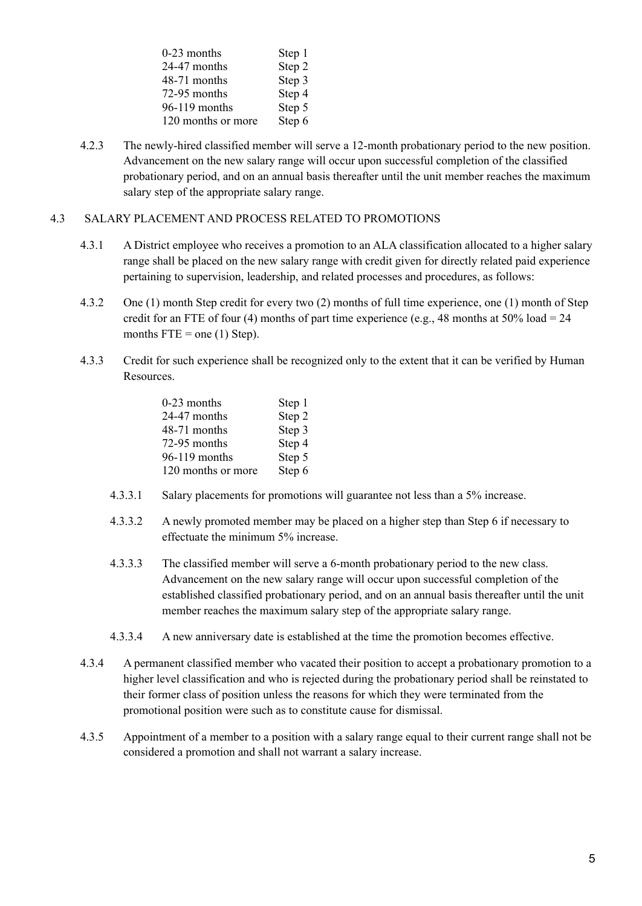| | |
|---|---|
| 0-23 months | Step 1 |
| 24-47 months | Step 2 |
| 48-71 months | Step 3 |
| 72-95 months | Step 4 |
| 96-119 months | Step 5 |
| 120 months or more | Step 6 |

4.2.3 The newly-hired classified member will serve a 12-month probationary period to the new position. Advancement on the new salary range will occur upon successful completion of the classified probationary period, and on an annual basis thereafter until the unit member reaches the maximum salary step of the appropriate salary range.

## 4.3 SALARY PLACEMENT AND PROCESS RELATED TO PROMOTIONS

4.3.1 A District employee who receives a promotion to an ALA classification allocated to a higher salary range shall be placed on the new salary range with credit given for directly related paid experience pertaining to supervision, leadership, and related processes and procedures, as follows:

4.3.2 One (1) month Step credit for every two (2) months of full time experience, one (1) month of Step credit for an FTE of four (4) months of part time experience (e.g., 48 months at 50% load = 24 months FTE = one (1) Step).

4.3.3 Credit for such experience shall be recognized only to the extent that it can be verified by Human Resources.

| | |
|---|---|
| 0-23 months | Step 1 |
| 24-47 months | Step 2 |
| 48-71 months | Step 3 |
| 72-95 months | Step 4 |
| 96-119 months | Step 5 |
| 120 months or more | Step 6 |

4.3.3.1 Salary placements for promotions will guarantee not less than a 5% increase.

4.3.3.2 A newly promoted member may be placed on a higher step than Step 6 if necessary to effectuate the minimum 5% increase.

4.3.3.3 The classified member will serve a 6-month probationary period to the new class. Advancement on the new salary range will occur upon successful completion of the established classified probationary period, and on an annual basis thereafter until the unit member reaches the maximum salary step of the appropriate salary range.

4.3.3.4 A new anniversary date is established at the time the promotion becomes effective.

4.3.4 A permanent classified member who vacated their position to accept a probationary promotion to a higher level classification and who is rejected during the probationary period shall be reinstated to their former class of position unless the reasons for which they were terminated from the promotional position were such as to constitute cause for dismissal.

4.3.5 Appointment of a member to a position with a salary range equal to their current range shall not be considered a promotion and shall not warrant a salary increase.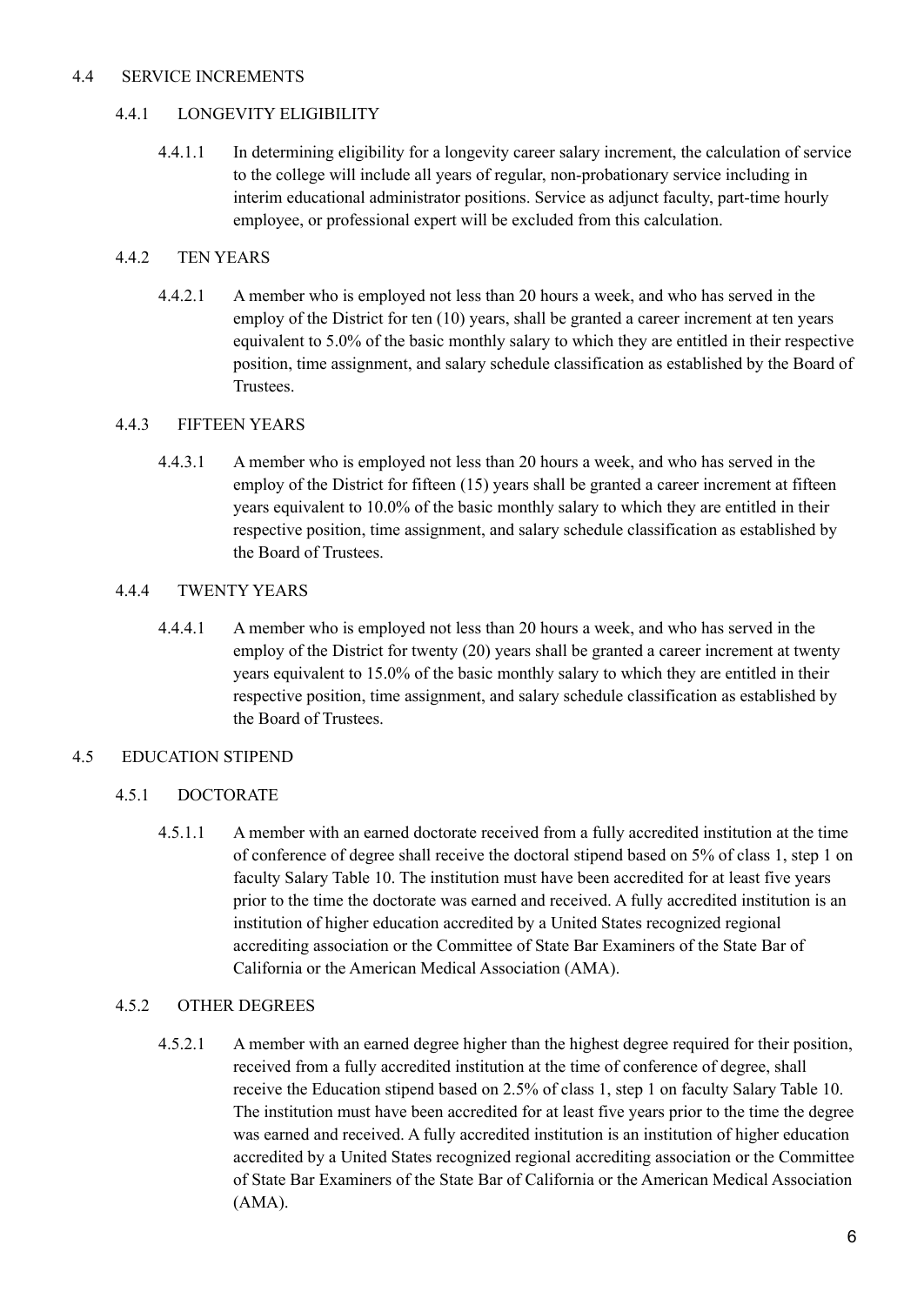## 4.4 SERVICE INCREMENTS

### 4.4.1 LONGEVITY ELIGIBILITY

4.4.1.1 In determining eligibility for a longevity career salary increment, the calculation of service to the college will include all years of regular, non-probationary service including in interim educational administrator positions. Service as adjunct faculty, part-time hourly employee, or professional expert will be excluded from this calculation.

### 4.4.2 TEN YEARS

4.4.2.1 A member who is employed not less than 20 hours a week, and who has served in the employ of the District for ten (10) years, shall be granted a career increment at ten years equivalent to 5.0% of the basic monthly salary to which they are entitled in their respective position, time assignment, and salary schedule classification as established by the Board of Trustees.

### 4.4.3 FIFTEEN YEARS

4.4.3.1 A member who is employed not less than 20 hours a week, and who has served in the employ of the District for fifteen (15) years shall be granted a career increment at fifteen years equivalent to 10.0% of the basic monthly salary to which they are entitled in their respective position, time assignment, and salary schedule classification as established by the Board of Trustees.

### 4.4.4 TWENTY YEARS

4.4.4.1 A member who is employed not less than 20 hours a week, and who has served in the employ of the District for twenty (20) years shall be granted a career increment at twenty years equivalent to 15.0% of the basic monthly salary to which they are entitled in their respective position, time assignment, and salary schedule classification as established by the Board of Trustees.

## 4.5 EDUCATION STIPEND

### 4.5.1 DOCTORATE

4.5.1.1 A member with an earned doctorate received from a fully accredited institution at the time of conference of degree shall receive the doctoral stipend based on 5% of class 1, step 1 on faculty Salary Table 10. The institution must have been accredited for at least five years prior to the time the doctorate was earned and received. A fully accredited institution is an institution of higher education accredited by a United States recognized regional accrediting association or the Committee of State Bar Examiners of the State Bar of California or the American Medical Association (AMA).

### 4.5.2 OTHER DEGREES

4.5.2.1 A member with an earned degree higher than the highest degree required for their position, received from a fully accredited institution at the time of conference of degree, shall receive the Education stipend based on 2.5% of class 1, step 1 on faculty Salary Table 10. The institution must have been accredited for at least five years prior to the time the degree was earned and received. A fully accredited institution is an institution of higher education accredited by a United States recognized regional accrediting association or the Committee of State Bar Examiners of the State Bar of California or the American Medical Association (AMA).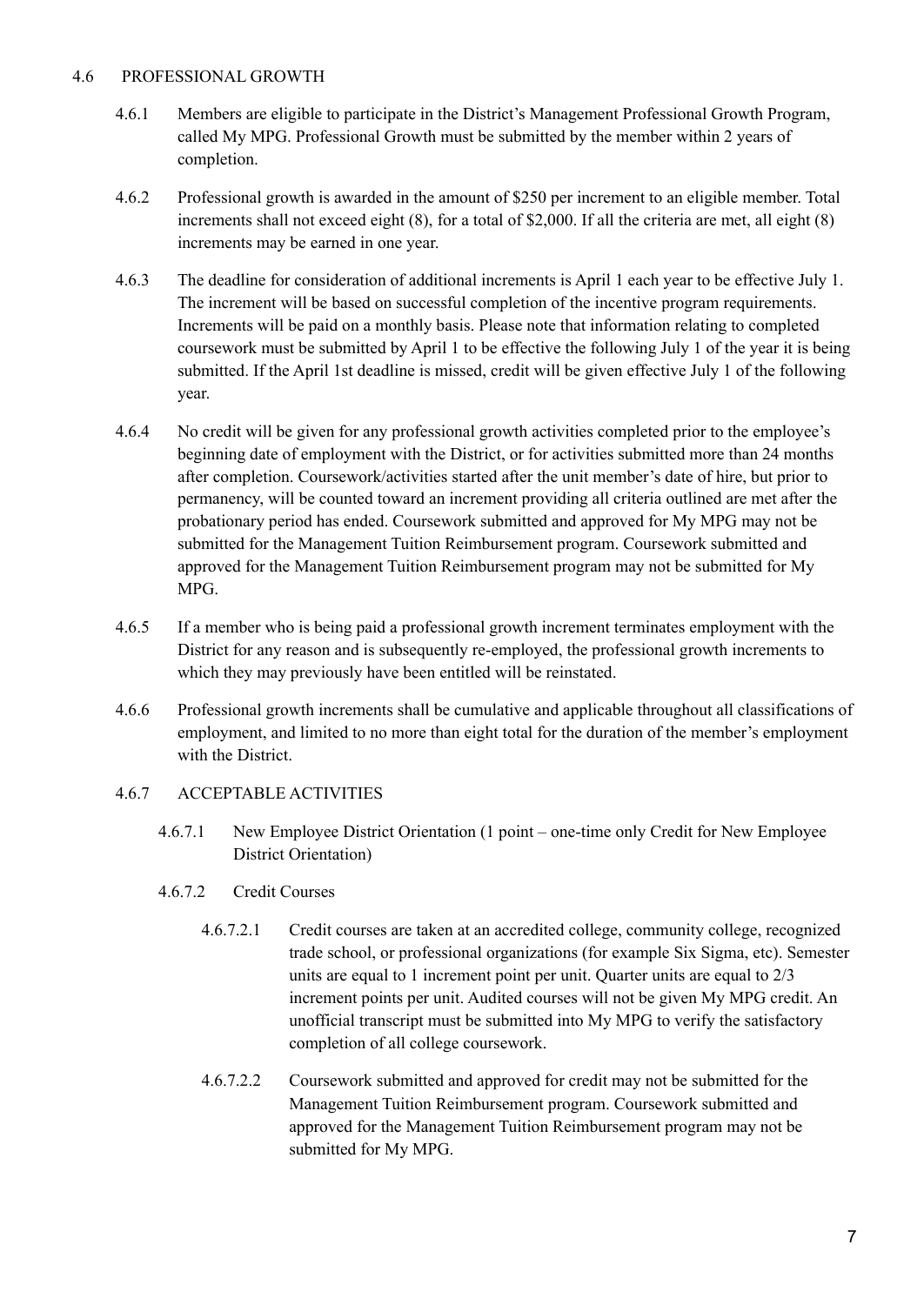## 4.6 PROFESSIONAL GROWTH

4.6.1 Members are eligible to participate in the District's Management Professional Growth Program, called My MPG. Professional Growth must be submitted by the member within 2 years of completion.

4.6.2 Professional growth is awarded in the amount of $250 per increment to an eligible member. Total increments shall not exceed eight (8), for a total of $2,000. If all the criteria are met, all eight (8) increments may be earned in one year.

4.6.3 The deadline for consideration of additional increments is April 1 each year to be effective July 1. The increment will be based on successful completion of the incentive program requirements. Increments will be paid on a monthly basis. Please note that information relating to completed coursework must be submitted by April 1 to be effective the following July 1 of the year it is being submitted. If the April 1st deadline is missed, credit will be given effective July 1 of the following year.

4.6.4 No credit will be given for any professional growth activities completed prior to the employee's beginning date of employment with the District, or for activities submitted more than 24 months after completion. Coursework/activities started after the unit member's date of hire, but prior to permanency, will be counted toward an increment providing all criteria outlined are met after the probationary period has ended. Coursework submitted and approved for My MPG may not be submitted for the Management Tuition Reimbursement program. Coursework submitted and approved for the Management Tuition Reimbursement program may not be submitted for My MPG.

4.6.5 If a member who is being paid a professional growth increment terminates employment with the District for any reason and is subsequently re-employed, the professional growth increments to which they may previously have been entitled will be reinstated.

4.6.6 Professional growth increments shall be cumulative and applicable throughout all classifications of employment, and limited to no more than eight total for the duration of the member's employment with the District.

### 4.6.7 ACCEPTABLE ACTIVITIES

4.6.7.1 New Employee District Orientation (1 point – one-time only Credit for New Employee District Orientation)

4.6.7.2 Credit Courses

4.6.7.2.1 Credit courses are taken at an accredited college, community college, recognized trade school, or professional organizations (for example Six Sigma, etc). Semester units are equal to 1 increment point per unit. Quarter units are equal to 2/3 increment points per unit. Audited courses will not be given My MPG credit. An unofficial transcript must be submitted into My MPG to verify the satisfactory completion of all college coursework.

4.6.7.2.2 Coursework submitted and approved for credit may not be submitted for the Management Tuition Reimbursement program. Coursework submitted and approved for the Management Tuition Reimbursement program may not be submitted for My MPG.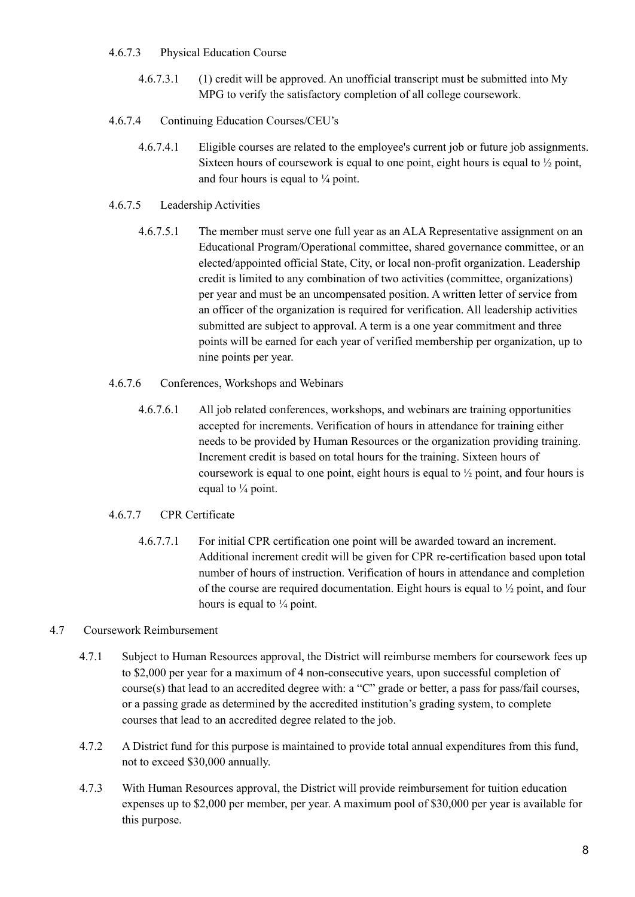4.6.7.3 Physical Education Course

4.6.7.3.1 (1) credit will be approved. An unofficial transcript must be submitted into My MPG to verify the satisfactory completion of all college coursework.

4.6.7.4 Continuing Education Courses/CEU's

4.6.7.4.1 Eligible courses are related to the employee's current job or future job assignments. Sixteen hours of coursework is equal to one point, eight hours is equal to ½ point, and four hours is equal to ¼ point.

4.6.7.5 Leadership Activities

4.6.7.5.1 The member must serve one full year as an ALA Representative assignment on an Educational Program/Operational committee, shared governance committee, or an elected/appointed official State, City, or local non-profit organization. Leadership credit is limited to any combination of two activities (committee, organizations) per year and must be an uncompensated position. A written letter of service from an officer of the organization is required for verification. All leadership activities submitted are subject to approval. A term is a one year commitment and three points will be earned for each year of verified membership per organization, up to nine points per year.

4.6.7.6 Conferences, Workshops and Webinars

4.6.7.6.1 All job related conferences, workshops, and webinars are training opportunities accepted for increments. Verification of hours in attendance for training either needs to be provided by Human Resources or the organization providing training. Increment credit is based on total hours for the training. Sixteen hours of coursework is equal to one point, eight hours is equal to ½ point, and four hours is equal to ¼ point.

4.6.7.7 CPR Certificate

4.6.7.7.1 For initial CPR certification one point will be awarded toward an increment. Additional increment credit will be given for CPR re-certification based upon total number of hours of instruction. Verification of hours in attendance and completion of the course are required documentation. Eight hours is equal to ½ point, and four hours is equal to ¼ point.

4.7 Coursework Reimbursement

4.7.1 Subject to Human Resources approval, the District will reimburse members for coursework fees up to $2,000 per year for a maximum of 4 non-consecutive years, upon successful completion of course(s) that lead to an accredited degree with: a "C" grade or better, a pass for pass/fail courses, or a passing grade as determined by the accredited institution's grading system, to complete courses that lead to an accredited degree related to the job.

4.7.2 A District fund for this purpose is maintained to provide total annual expenditures from this fund, not to exceed $30,000 annually.

4.7.3 With Human Resources approval, the District will provide reimbursement for tuition education expenses up to $2,000 per member, per year. A maximum pool of $30,000 per year is available for this purpose.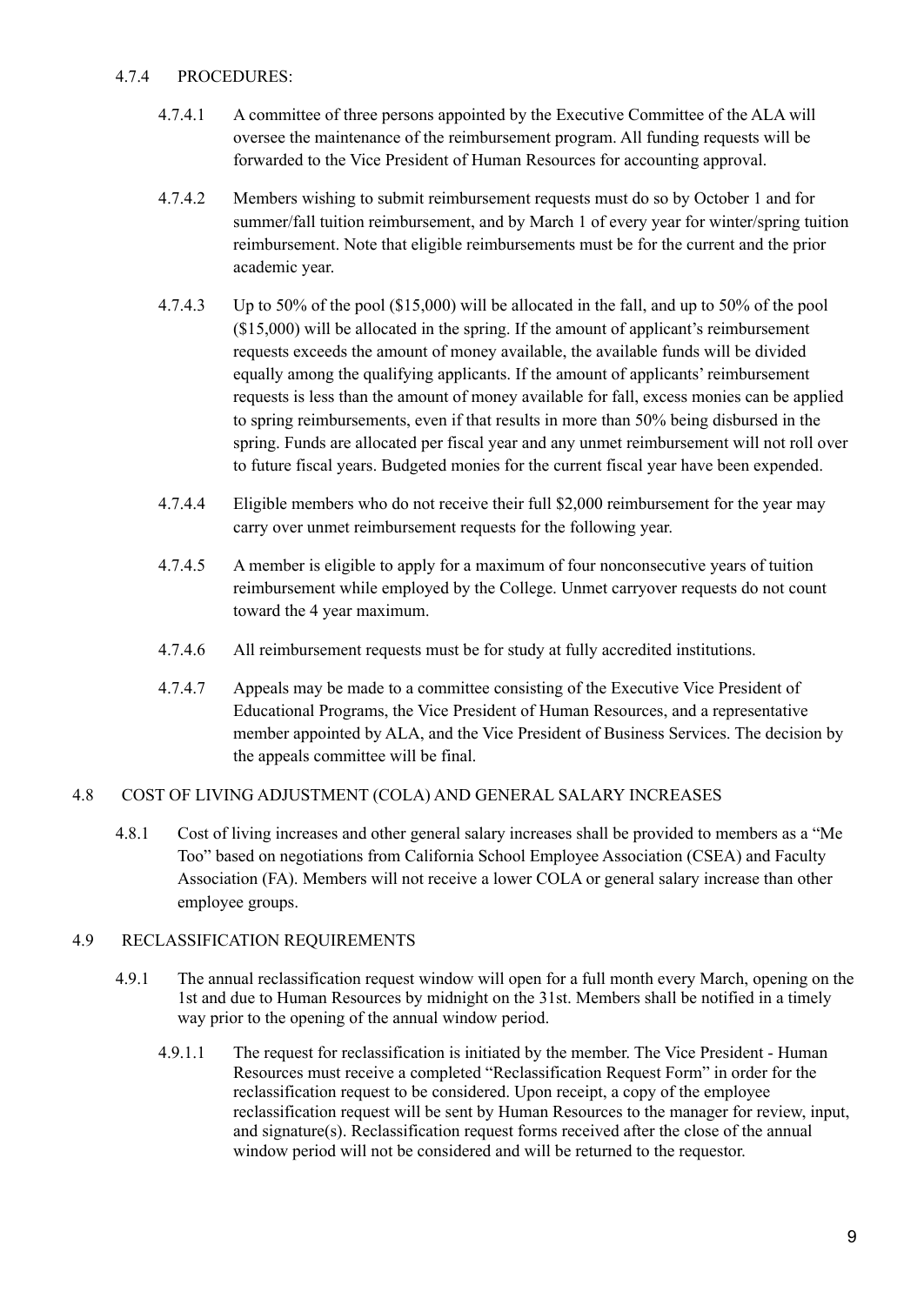#### 4.7.4 PROCEDURES:

4.7.4.1 A committee of three persons appointed by the Executive Committee of the ALA will oversee the maintenance of the reimbursement program. All funding requests will be forwarded to the Vice President of Human Resources for accounting approval.

4.7.4.2 Members wishing to submit reimbursement requests must do so by October 1 and for summer/fall tuition reimbursement, and by March 1 of every year for winter/spring tuition reimbursement. Note that eligible reimbursements must be for the current and the prior academic year.

4.7.4.3 Up to 50% of the pool ($15,000) will be allocated in the fall, and up to 50% of the pool ($15,000) will be allocated in the spring. If the amount of applicant's reimbursement requests exceeds the amount of money available, the available funds will be divided equally among the qualifying applicants. If the amount of applicants' reimbursement requests is less than the amount of money available for fall, excess monies can be applied to spring reimbursements, even if that results in more than 50% being disbursed in the spring. Funds are allocated per fiscal year and any unmet reimbursement will not roll over to future fiscal years. Budgeted monies for the current fiscal year have been expended.

4.7.4.4 Eligible members who do not receive their full $2,000 reimbursement for the year may carry over unmet reimbursement requests for the following year.

4.7.4.5 A member is eligible to apply for a maximum of four nonconsecutive years of tuition reimbursement while employed by the College. Unmet carryover requests do not count toward the 4 year maximum.

4.7.4.6 All reimbursement requests must be for study at fully accredited institutions.

4.7.4.7 Appeals may be made to a committee consisting of the Executive Vice President of Educational Programs, the Vice President of Human Resources, and a representative member appointed by ALA, and the Vice President of Business Services. The decision by the appeals committee will be final.

## 4.8 COST OF LIVING ADJUSTMENT (COLA) AND GENERAL SALARY INCREASES

4.8.1 Cost of living increases and other general salary increases shall be provided to members as a "Me Too" based on negotiations from California School Employee Association (CSEA) and Faculty Association (FA). Members will not receive a lower COLA or general salary increase than other employee groups.

## 4.9 RECLASSIFICATION REQUIREMENTS

4.9.1 The annual reclassification request window will open for a full month every March, opening on the 1st and due to Human Resources by midnight on the 31st. Members shall be notified in a timely way prior to the opening of the annual window period.

4.9.1.1 The request for reclassification is initiated by the member. The Vice President - Human Resources must receive a completed "Reclassification Request Form" in order for the reclassification request to be considered. Upon receipt, a copy of the employee reclassification request will be sent by Human Resources to the manager for review, input, and signature(s). Reclassification request forms received after the close of the annual window period will not be considered and will be returned to the requestor.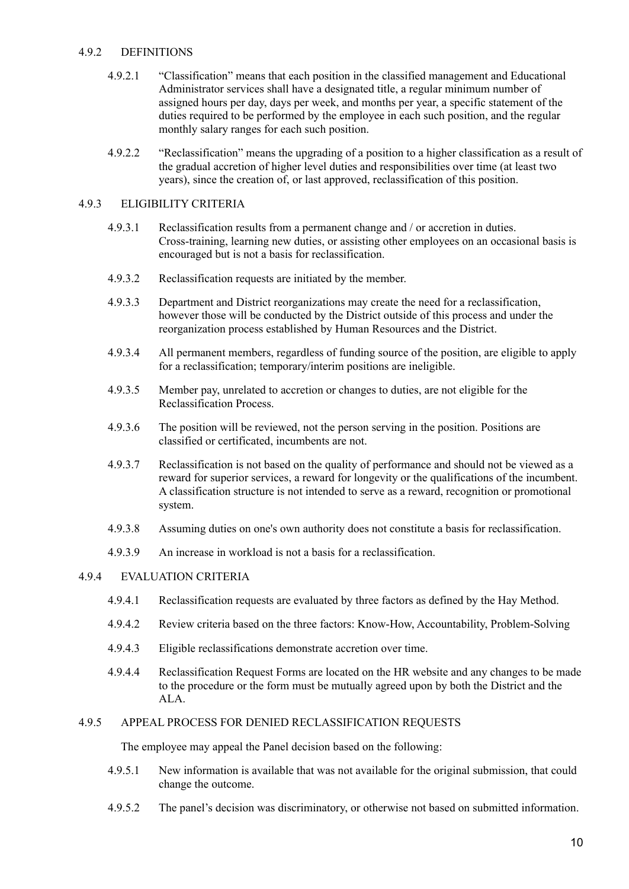#### 4.9.2 DEFINITIONS

4.9.2.1 "Classification" means that each position in the classified management and Educational Administrator services shall have a designated title, a regular minimum number of assigned hours per day, days per week, and months per year, a specific statement of the duties required to be performed by the employee in each such position, and the regular monthly salary ranges for each such position.

4.9.2.2 "Reclassification" means the upgrading of a position to a higher classification as a result of the gradual accretion of higher level duties and responsibilities over time (at least two years), since the creation of, or last approved, reclassification of this position.

#### 4.9.3 ELIGIBILITY CRITERIA

4.9.3.1 Reclassification results from a permanent change and / or accretion in duties. Cross-training, learning new duties, or assisting other employees on an occasional basis is encouraged but is not a basis for reclassification.

4.9.3.2 Reclassification requests are initiated by the member.

4.9.3.3 Department and District reorganizations may create the need for a reclassification, however those will be conducted by the District outside of this process and under the reorganization process established by Human Resources and the District.

4.9.3.4 All permanent members, regardless of funding source of the position, are eligible to apply for a reclassification; temporary/interim positions are ineligible.

4.9.3.5 Member pay, unrelated to accretion or changes to duties, are not eligible for the Reclassification Process.

4.9.3.6 The position will be reviewed, not the person serving in the position. Positions are classified or certificated, incumbents are not.

4.9.3.7 Reclassification is not based on the quality of performance and should not be viewed as a reward for superior services, a reward for longevity or the qualifications of the incumbent. A classification structure is not intended to serve as a reward, recognition or promotional system.

4.9.3.8 Assuming duties on one's own authority does not constitute a basis for reclassification.

4.9.3.9 An increase in workload is not a basis for a reclassification.

#### 4.9.4 EVALUATION CRITERIA

4.9.4.1 Reclassification requests are evaluated by three factors as defined by the Hay Method.

4.9.4.2 Review criteria based on the three factors: Know-How, Accountability, Problem-Solving

4.9.4.3 Eligible reclassifications demonstrate accretion over time.

4.9.4.4 Reclassification Request Forms are located on the HR website and any changes to be made to the procedure or the form must be mutually agreed upon by both the District and the ALA.

#### 4.9.5 APPEAL PROCESS FOR DENIED RECLASSIFICATION REQUESTS

The employee may appeal the Panel decision based on the following:

4.9.5.1 New information is available that was not available for the original submission, that could change the outcome.

4.9.5.2 The panel's decision was discriminatory, or otherwise not based on submitted information.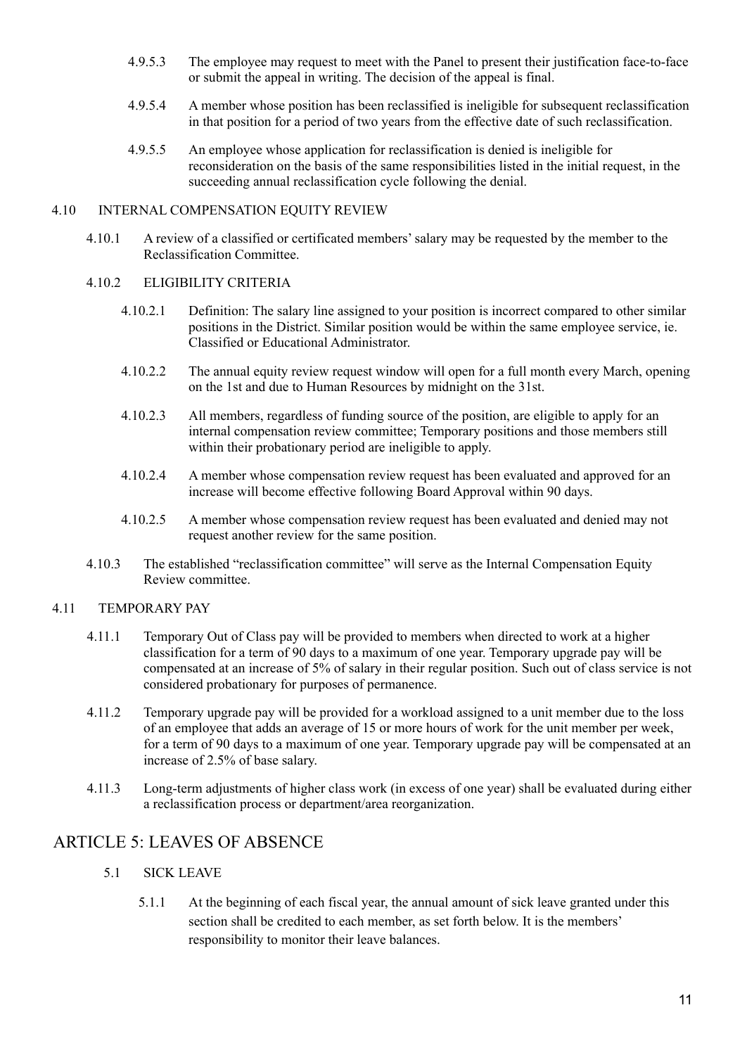4.9.5.3 The employee may request to meet with the Panel to present their justification face-to-face or submit the appeal in writing. The decision of the appeal is final.

4.9.5.4 A member whose position has been reclassified is ineligible for subsequent reclassification in that position for a period of two years from the effective date of such reclassification.

4.9.5.5 An employee whose application for reclassification is denied is ineligible for reconsideration on the basis of the same responsibilities listed in the initial request, in the succeeding annual reclassification cycle following the denial.

4.10 INTERNAL COMPENSATION EQUITY REVIEW

4.10.1 A review of a classified or certificated members' salary may be requested by the member to the Reclassification Committee.

4.10.2 ELIGIBILITY CRITERIA

4.10.2.1 Definition: The salary line assigned to your position is incorrect compared to other similar positions in the District. Similar position would be within the same employee service, ie. Classified or Educational Administrator.

4.10.2.2 The annual equity review request window will open for a full month every March, opening on the 1st and due to Human Resources by midnight on the 31st.

4.10.2.3 All members, regardless of funding source of the position, are eligible to apply for an internal compensation review committee; Temporary positions and those members still within their probationary period are ineligible to apply.

4.10.2.4 A member whose compensation review request has been evaluated and approved for an increase will become effective following Board Approval within 90 days.

4.10.2.5 A member whose compensation review request has been evaluated and denied may not request another review for the same position.

4.10.3 The established "reclassification committee" will serve as the Internal Compensation Equity Review committee.

4.11 TEMPORARY PAY

4.11.1 Temporary Out of Class pay will be provided to members when directed to work at a higher classification for a term of 90 days to a maximum of one year. Temporary upgrade pay will be compensated at an increase of 5% of salary in their regular position. Such out of class service is not considered probationary for purposes of permanence.

4.11.2 Temporary upgrade pay will be provided for a workload assigned to a unit member due to the loss of an employee that adds an average of 15 or more hours of work for the unit member per week, for a term of 90 days to a maximum of one year. Temporary upgrade pay will be compensated at an increase of 2.5% of base salary.

4.11.3 Long-term adjustments of higher class work (in excess of one year) shall be evaluated during either a reclassification process or department/area reorganization.

# ARTICLE 5: LEAVES OF ABSENCE

5.1 SICK LEAVE

5.1.1 At the beginning of each fiscal year, the annual amount of sick leave granted under this section shall be credited to each member, as set forth below. It is the members' responsibility to monitor their leave balances.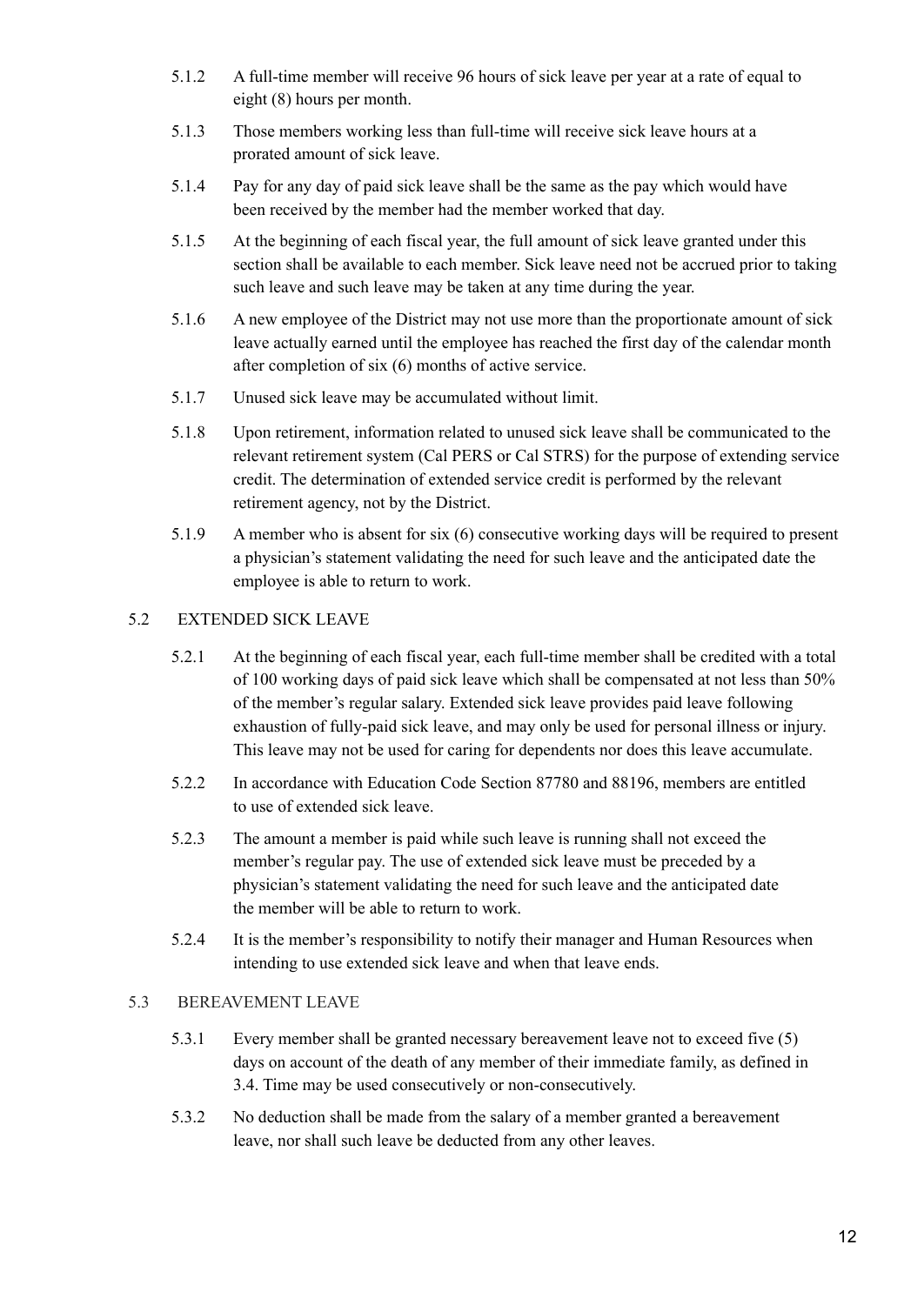5.1.2 A full-time member will receive 96 hours of sick leave per year at a rate of equal to eight (8) hours per month.

5.1.3 Those members working less than full-time will receive sick leave hours at a prorated amount of sick leave.

5.1.4 Pay for any day of paid sick leave shall be the same as the pay which would have been received by the member had the member worked that day.

5.1.5 At the beginning of each fiscal year, the full amount of sick leave granted under this section shall be available to each member. Sick leave need not be accrued prior to taking such leave and such leave may be taken at any time during the year.

5.1.6 A new employee of the District may not use more than the proportionate amount of sick leave actually earned until the employee has reached the first day of the calendar month after completion of six (6) months of active service.

5.1.7 Unused sick leave may be accumulated without limit.

5.1.8 Upon retirement, information related to unused sick leave shall be communicated to the relevant retirement system (Cal PERS or Cal STRS) for the purpose of extending service credit. The determination of extended service credit is performed by the relevant retirement agency, not by the District.

5.1.9 A member who is absent for six (6) consecutive working days will be required to present a physician's statement validating the need for such leave and the anticipated date the employee is able to return to work.

## 5.2 EXTENDED SICK LEAVE

5.2.1 At the beginning of each fiscal year, each full-time member shall be credited with a total of 100 working days of paid sick leave which shall be compensated at not less than 50% of the member's regular salary. Extended sick leave provides paid leave following exhaustion of fully-paid sick leave, and may only be used for personal illness or injury. This leave may not be used for caring for dependents nor does this leave accumulate.

5.2.2 In accordance with Education Code Section 87780 and 88196, members are entitled to use of extended sick leave.

5.2.3 The amount a member is paid while such leave is running shall not exceed the member's regular pay. The use of extended sick leave must be preceded by a physician's statement validating the need for such leave and the anticipated date the member will be able to return to work.

5.2.4 It is the member's responsibility to notify their manager and Human Resources when intending to use extended sick leave and when that leave ends.

## 5.3 BEREAVEMENT LEAVE

5.3.1 Every member shall be granted necessary bereavement leave not to exceed five (5) days on account of the death of any member of their immediate family, as defined in 3.4. Time may be used consecutively or non-consecutively.

5.3.2 No deduction shall be made from the salary of a member granted a bereavement leave, nor shall such leave be deducted from any other leaves.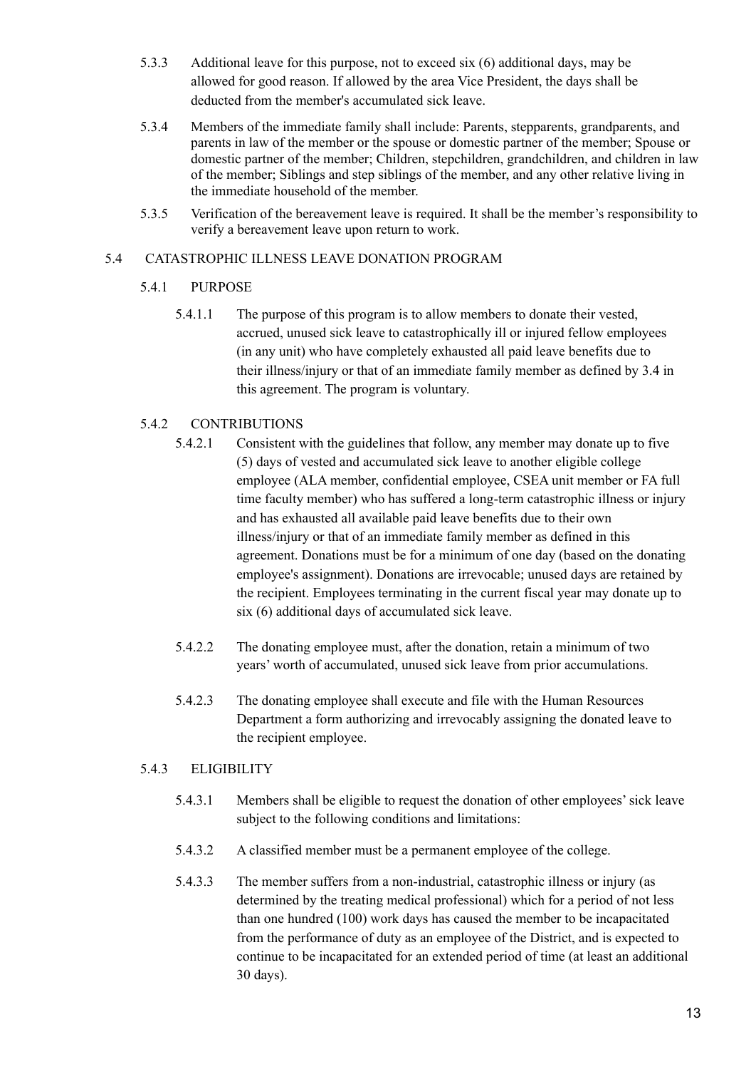5.3.3 Additional leave for this purpose, not to exceed six (6) additional days, may be allowed for good reason. If allowed by the area Vice President, the days shall be deducted from the member's accumulated sick leave.

5.3.4 Members of the immediate family shall include: Parents, stepparents, grandparents, and parents in law of the member or the spouse or domestic partner of the member; Spouse or domestic partner of the member; Children, stepchildren, grandchildren, and children in law of the member; Siblings and step siblings of the member, and any other relative living in the immediate household of the member.

5.3.5 Verification of the bereavement leave is required. It shall be the member's responsibility to verify a bereavement leave upon return to work.

## 5.4 CATASTROPHIC ILLNESS LEAVE DONATION PROGRAM

### 5.4.1 PURPOSE

5.4.1.1 The purpose of this program is to allow members to donate their vested, accrued, unused sick leave to catastrophically ill or injured fellow employees (in any unit) who have completely exhausted all paid leave benefits due to their illness/injury or that of an immediate family member as defined by 3.4 in this agreement. The program is voluntary.

### 5.4.2 CONTRIBUTIONS

5.4.2.1 Consistent with the guidelines that follow, any member may donate up to five (5) days of vested and accumulated sick leave to another eligible college employee (ALA member, confidential employee, CSEA unit member or FA full time faculty member) who has suffered a long-term catastrophic illness or injury and has exhausted all available paid leave benefits due to their own illness/injury or that of an immediate family member as defined in this agreement. Donations must be for a minimum of one day (based on the donating employee's assignment). Donations are irrevocable; unused days are retained by the recipient. Employees terminating in the current fiscal year may donate up to six (6) additional days of accumulated sick leave.

5.4.2.2 The donating employee must, after the donation, retain a minimum of two years' worth of accumulated, unused sick leave from prior accumulations.

5.4.2.3 The donating employee shall execute and file with the Human Resources Department a form authorizing and irrevocably assigning the donated leave to the recipient employee.

### 5.4.3 ELIGIBILITY

5.4.3.1 Members shall be eligible to request the donation of other employees' sick leave subject to the following conditions and limitations:

5.4.3.2 A classified member must be a permanent employee of the college.

5.4.3.3 The member suffers from a non-industrial, catastrophic illness or injury (as determined by the treating medical professional) which for a period of not less than one hundred (100) work days has caused the member to be incapacitated from the performance of duty as an employee of the District, and is expected to continue to be incapacitated for an extended period of time (at least an additional 30 days).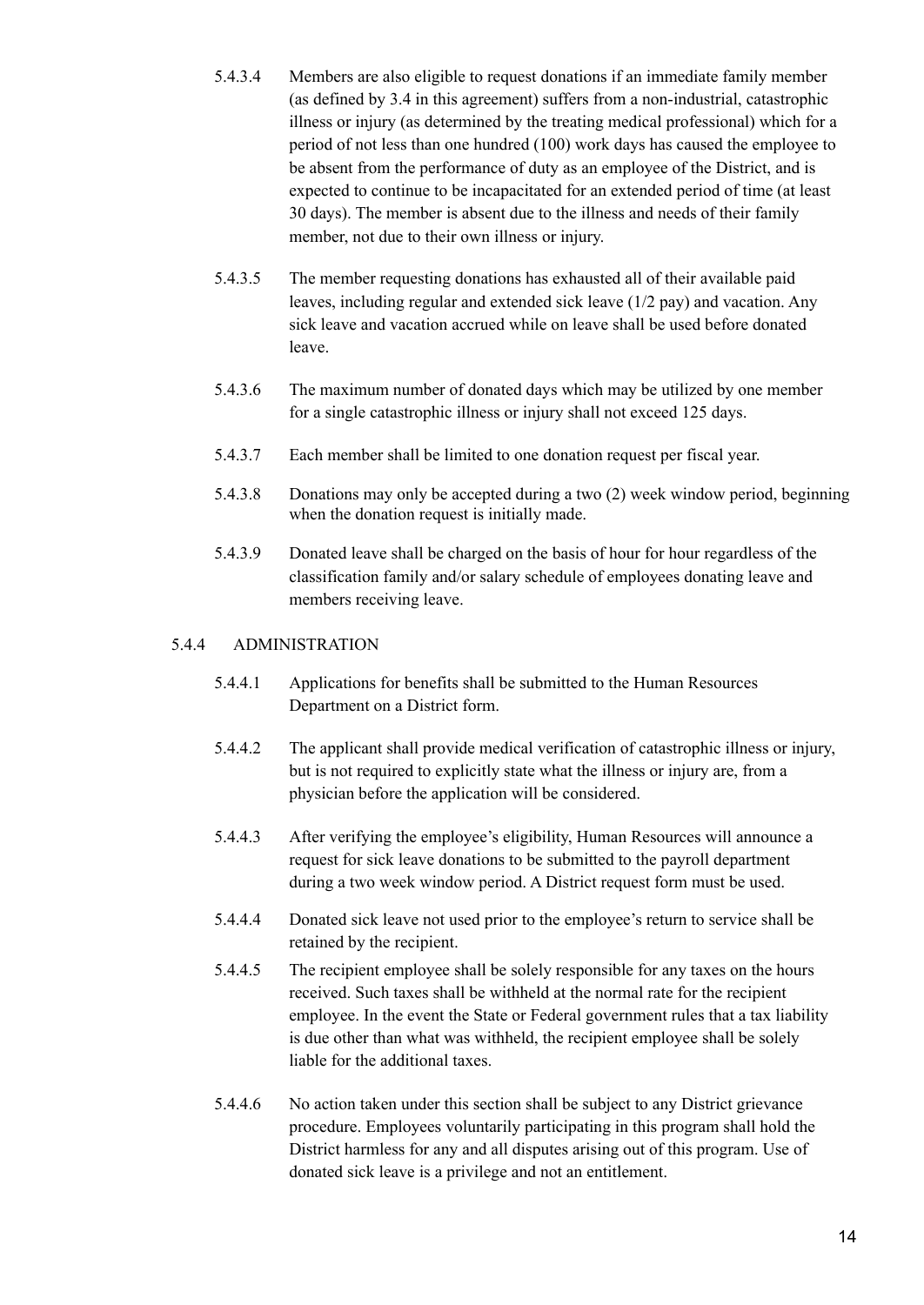5.4.3.4 Members are also eligible to request donations if an immediate family member (as defined by 3.4 in this agreement) suffers from a non-industrial, catastrophic illness or injury (as determined by the treating medical professional) which for a period of not less than one hundred (100) work days has caused the employee to be absent from the performance of duty as an employee of the District, and is expected to continue to be incapacitated for an extended period of time (at least 30 days). The member is absent due to the illness and needs of their family member, not due to their own illness or injury.

5.4.3.5 The member requesting donations has exhausted all of their available paid leaves, including regular and extended sick leave (1/2 pay) and vacation. Any sick leave and vacation accrued while on leave shall be used before donated leave.

5.4.3.6 The maximum number of donated days which may be utilized by one member for a single catastrophic illness or injury shall not exceed 125 days.

5.4.3.7 Each member shall be limited to one donation request per fiscal year.

5.4.3.8 Donations may only be accepted during a two (2) week window period, beginning when the donation request is initially made.

5.4.3.9 Donated leave shall be charged on the basis of hour for hour regardless of the classification family and/or salary schedule of employees donating leave and members receiving leave.

5.4.4 ADMINISTRATION

5.4.4.1 Applications for benefits shall be submitted to the Human Resources Department on a District form.

5.4.4.2 The applicant shall provide medical verification of catastrophic illness or injury, but is not required to explicitly state what the illness or injury are, from a physician before the application will be considered.

5.4.4.3 After verifying the employee's eligibility, Human Resources will announce a request for sick leave donations to be submitted to the payroll department during a two week window period. A District request form must be used.

5.4.4.4 Donated sick leave not used prior to the employee's return to service shall be retained by the recipient.

5.4.4.5 The recipient employee shall be solely responsible for any taxes on the hours received. Such taxes shall be withheld at the normal rate for the recipient employee. In the event the State or Federal government rules that a tax liability is due other than what was withheld, the recipient employee shall be solely liable for the additional taxes.

5.4.4.6 No action taken under this section shall be subject to any District grievance procedure. Employees voluntarily participating in this program shall hold the District harmless for any and all disputes arising out of this program. Use of donated sick leave is a privilege and not an entitlement.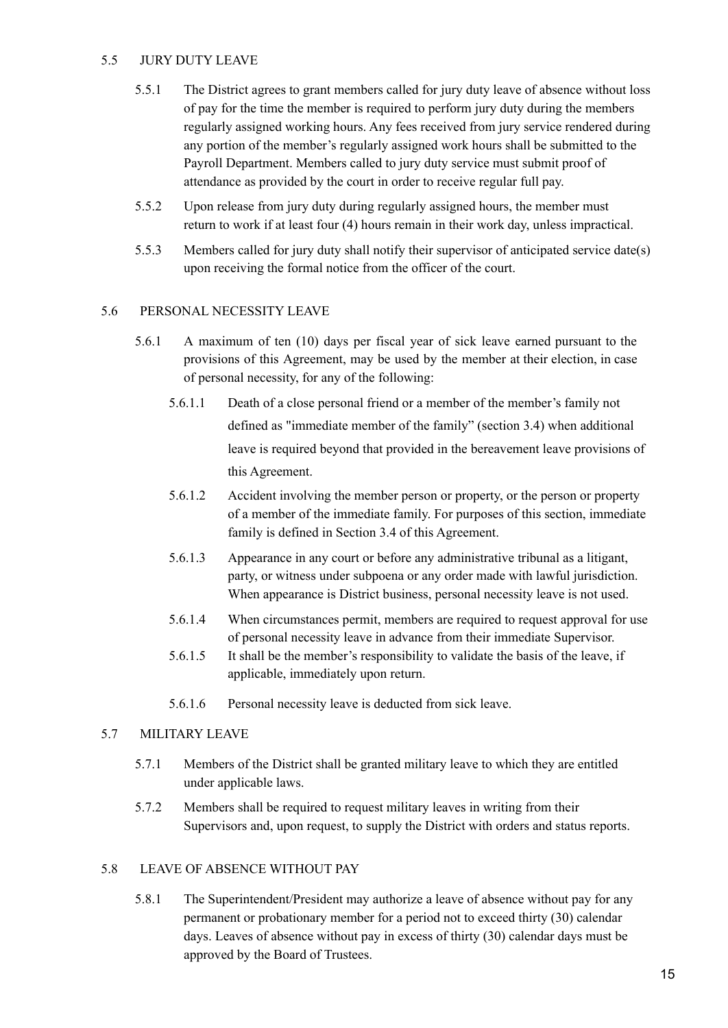### 5.5 JURY DUTY LEAVE

5.5.1 The District agrees to grant members called for jury duty leave of absence without loss of pay for the time the member is required to perform jury duty during the members regularly assigned working hours. Any fees received from jury service rendered during any portion of the member's regularly assigned work hours shall be submitted to the Payroll Department. Members called to jury duty service must submit proof of attendance as provided by the court in order to receive regular full pay.

5.5.2 Upon release from jury duty during regularly assigned hours, the member must return to work if at least four (4) hours remain in their work day, unless impractical.

5.5.3 Members called for jury duty shall notify their supervisor of anticipated service date(s) upon receiving the formal notice from the officer of the court.

### 5.6 PERSONAL NECESSITY LEAVE

5.6.1 A maximum of ten (10) days per fiscal year of sick leave earned pursuant to the provisions of this Agreement, may be used by the member at their election, in case of personal necessity, for any of the following:

5.6.1.1 Death of a close personal friend or a member of the member's family not defined as "immediate member of the family" (section 3.4) when additional leave is required beyond that provided in the bereavement leave provisions of this Agreement.

5.6.1.2 Accident involving the member person or property, or the person or property of a member of the immediate family. For purposes of this section, immediate family is defined in Section 3.4 of this Agreement.

5.6.1.3 Appearance in any court or before any administrative tribunal as a litigant, party, or witness under subpoena or any order made with lawful jurisdiction. When appearance is District business, personal necessity leave is not used.

5.6.1.4 When circumstances permit, members are required to request approval for use of personal necessity leave in advance from their immediate Supervisor.

5.6.1.5 It shall be the member's responsibility to validate the basis of the leave, if applicable, immediately upon return.

5.6.1.6 Personal necessity leave is deducted from sick leave.

### 5.7 MILITARY LEAVE

5.7.1 Members of the District shall be granted military leave to which they are entitled under applicable laws.

5.7.2 Members shall be required to request military leaves in writing from their Supervisors and, upon request, to supply the District with orders and status reports.

### 5.8 LEAVE OF ABSENCE WITHOUT PAY

5.8.1 The Superintendent/President may authorize a leave of absence without pay for any permanent or probationary member for a period not to exceed thirty (30) calendar days. Leaves of absence without pay in excess of thirty (30) calendar days must be approved by the Board of Trustees.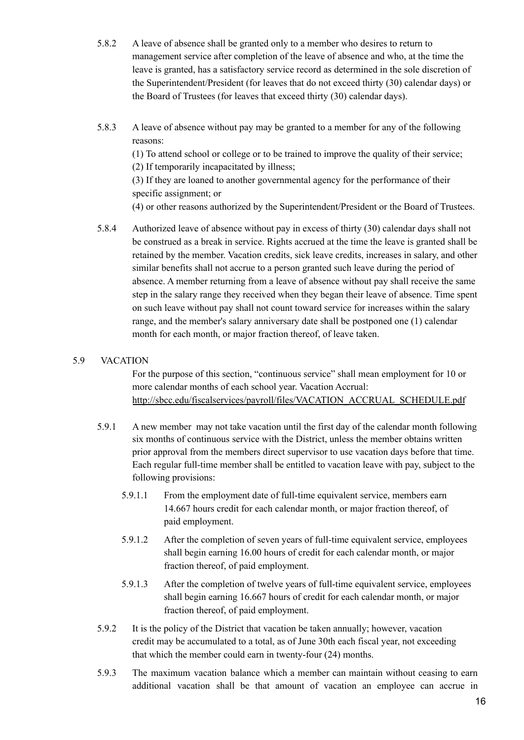5.8.2 A leave of absence shall be granted only to a member who desires to return to management service after completion of the leave of absence and who, at the time the leave is granted, has a satisfactory service record as determined in the sole discretion of the Superintendent/President (for leaves that do not exceed thirty (30) calendar days) or the Board of Trustees (for leaves that exceed thirty (30) calendar days).

5.8.3 A leave of absence without pay may be granted to a member for any of the following reasons:
(1) To attend school or college or to be trained to improve the quality of their service;
(2) If temporarily incapacitated by illness;
(3) If they are loaned to another governmental agency for the performance of their specific assignment; or
(4) or other reasons authorized by the Superintendent/President or the Board of Trustees.

5.8.4 Authorized leave of absence without pay in excess of thirty (30) calendar days shall not be construed as a break in service. Rights accrued at the time the leave is granted shall be retained by the member. Vacation credits, sick leave credits, increases in salary, and other similar benefits shall not accrue to a person granted such leave during the period of absence. A member returning from a leave of absence without pay shall receive the same step in the salary range they received when they began their leave of absence. Time spent on such leave without pay shall not count toward service for increases within the salary range, and the member's salary anniversary date shall be postponed one (1) calendar month for each month, or major fraction thereof, of leave taken.

## 5.9 VACATION

For the purpose of this section, "continuous service" shall mean employment for 10 or more calendar months of each school year. Vacation Accrual: http://sbcc.edu/fiscalservices/payroll/files/VACATION_ACCRUAL_SCHEDULE.pdf

5.9.1 A new member may not take vacation until the first day of the calendar month following six months of continuous service with the District, unless the member obtains written prior approval from the members direct supervisor to use vacation days before that time. Each regular full-time member shall be entitled to vacation leave with pay, subject to the following provisions:

5.9.1.1 From the employment date of full-time equivalent service, members earn 14.667 hours credit for each calendar month, or major fraction thereof, of paid employment.

5.9.1.2 After the completion of seven years of full-time equivalent service, employees shall begin earning 16.00 hours of credit for each calendar month, or major fraction thereof, of paid employment.

5.9.1.3 After the completion of twelve years of full-time equivalent service, employees shall begin earning 16.667 hours of credit for each calendar month, or major fraction thereof, of paid employment.

5.9.2 It is the policy of the District that vacation be taken annually; however, vacation credit may be accumulated to a total, as of June 30th each fiscal year, not exceeding that which the member could earn in twenty-four (24) months.

5.9.3 The maximum vacation balance which a member can maintain without ceasing to earn additional vacation shall be that amount of vacation an employee can accrue in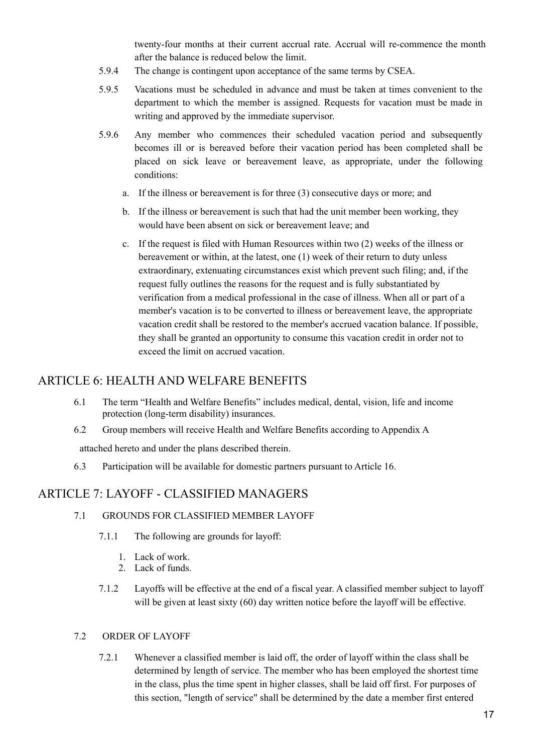twenty-four months at their current accrual rate. Accrual will re-commence the month after the balance is reduced below the limit.

5.9.4 The change is contingent upon acceptance of the same terms by CSEA.

5.9.5 Vacations must be scheduled in advance and must be taken at times convenient to the department to which the member is assigned. Requests for vacation must be made in writing and approved by the immediate supervisor.

5.9.6 Any member who commences their scheduled vacation period and subsequently becomes ill or is bereaved before their vacation period has been completed shall be placed on sick leave or bereavement leave, as appropriate, under the following conditions:

a. If the illness or bereavement is for three (3) consecutive days or more; and

b. If the illness or bereavement is such that had the unit member been working, they would have been absent on sick or bereavement leave; and

c. If the request is filed with Human Resources within two (2) weeks of the illness or bereavement or within, at the latest, one (1) week of their return to duty unless extraordinary, extenuating circumstances exist which prevent such filing; and, if the request fully outlines the reasons for the request and is fully substantiated by verification from a medical professional in the case of illness. When all or part of a member's vacation is to be converted to illness or bereavement leave, the appropriate vacation credit shall be restored to the member's accrued vacation balance. If possible, they shall be granted an opportunity to consume this vacation credit in order not to exceed the limit on accrued vacation.

## ARTICLE 6: HEALTH AND WELFARE BENEFITS

6.1 The term "Health and Welfare Benefits" includes medical, dental, vision, life and income protection (long-term disability) insurances.

6.2 Group members will receive Health and Welfare Benefits according to Appendix A attached hereto and under the plans described therein.

6.3 Participation will be available for domestic partners pursuant to Article 16.

## ARTICLE 7: LAYOFF - CLASSIFIED MANAGERS

7.1 GROUNDS FOR CLASSIFIED MEMBER LAYOFF

7.1.1 The following are grounds for layoff:

1. Lack of work.
2. Lack of funds.

7.1.2 Layoffs will be effective at the end of a fiscal year. A classified member subject to layoff will be given at least sixty (60) day written notice before the layoff will be effective.

7.2 ORDER OF LAYOFF

7.2.1 Whenever a classified member is laid off, the order of layoff within the class shall be determined by length of service. The member who has been employed the shortest time in the class, plus the time spent in higher classes, shall be laid off first. For purposes of this section, "length of service" shall be determined by the date a member first entered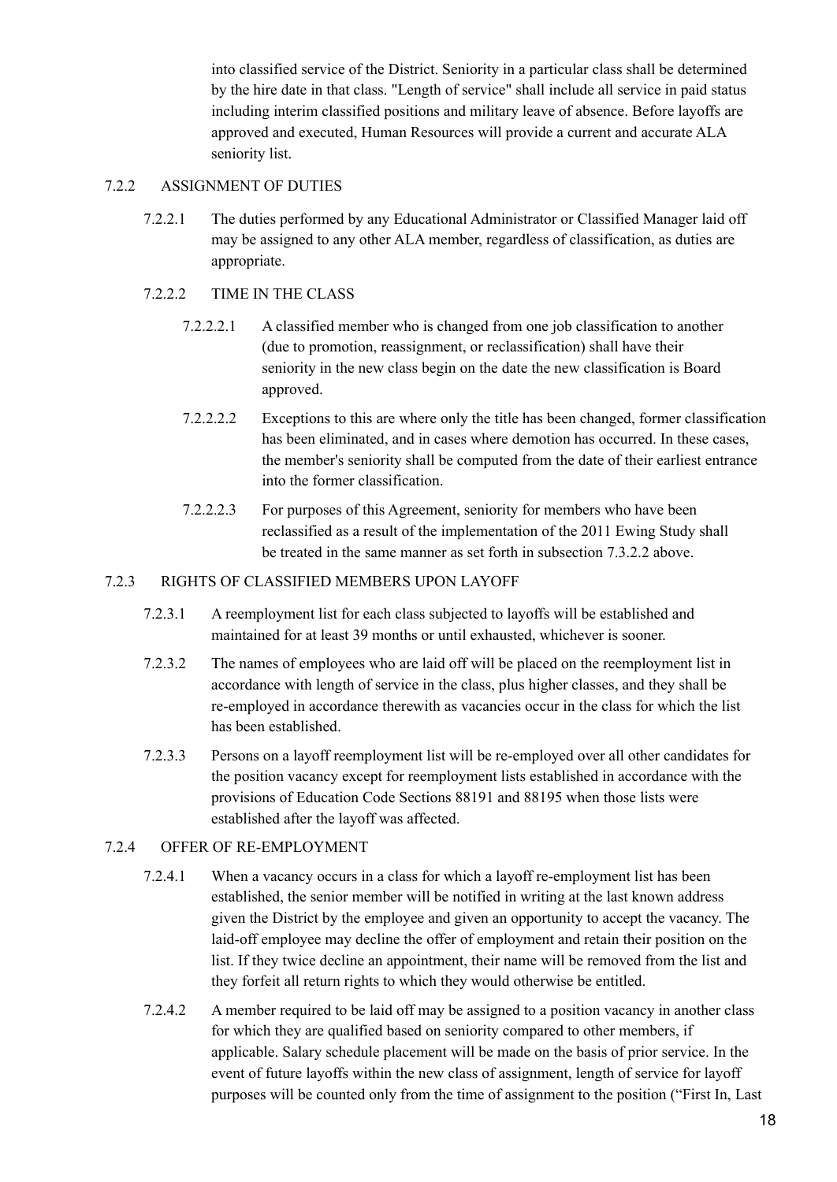into classified service of the District. Seniority in a particular class shall be determined by the hire date in that class. "Length of service" shall include all service in paid status including interim classified positions and military leave of absence. Before layoffs are approved and executed, Human Resources will provide a current and accurate ALA seniority list.

7.2.2 ASSIGNMENT OF DUTIES

7.2.2.1 The duties performed by any Educational Administrator or Classified Manager laid off may be assigned to any other ALA member, regardless of classification, as duties are appropriate.

7.2.2.2 TIME IN THE CLASS

7.2.2.2.1 A classified member who is changed from one job classification to another (due to promotion, reassignment, or reclassification) shall have their seniority in the new class begin on the date the new classification is Board approved.

7.2.2.2.2 Exceptions to this are where only the title has been changed, former classification has been eliminated, and in cases where demotion has occurred. In these cases, the member's seniority shall be computed from the date of their earliest entrance into the former classification.

7.2.2.2.3 For purposes of this Agreement, seniority for members who have been reclassified as a result of the implementation of the 2011 Ewing Study shall be treated in the same manner as set forth in subsection 7.3.2.2 above.

7.2.3 RIGHTS OF CLASSIFIED MEMBERS UPON LAYOFF

7.2.3.1 A reemployment list for each class subjected to layoffs will be established and maintained for at least 39 months or until exhausted, whichever is sooner.

7.2.3.2 The names of employees who are laid off will be placed on the reemployment list in accordance with length of service in the class, plus higher classes, and they shall be re-employed in accordance therewith as vacancies occur in the class for which the list has been established.

7.2.3.3 Persons on a layoff reemployment list will be re-employed over all other candidates for the position vacancy except for reemployment lists established in accordance with the provisions of Education Code Sections 88191 and 88195 when those lists were established after the layoff was affected.

7.2.4 OFFER OF RE-EMPLOYMENT

7.2.4.1 When a vacancy occurs in a class for which a layoff re-employment list has been established, the senior member will be notified in writing at the last known address given the District by the employee and given an opportunity to accept the vacancy. The laid-off employee may decline the offer of employment and retain their position on the list. If they twice decline an appointment, their name will be removed from the list and they forfeit all return rights to which they would otherwise be entitled.

7.2.4.2 A member required to be laid off may be assigned to a position vacancy in another class for which they are qualified based on seniority compared to other members, if applicable. Salary schedule placement will be made on the basis of prior service. In the event of future layoffs within the new class of assignment, length of service for layoff purposes will be counted only from the time of assignment to the position ("First In, Last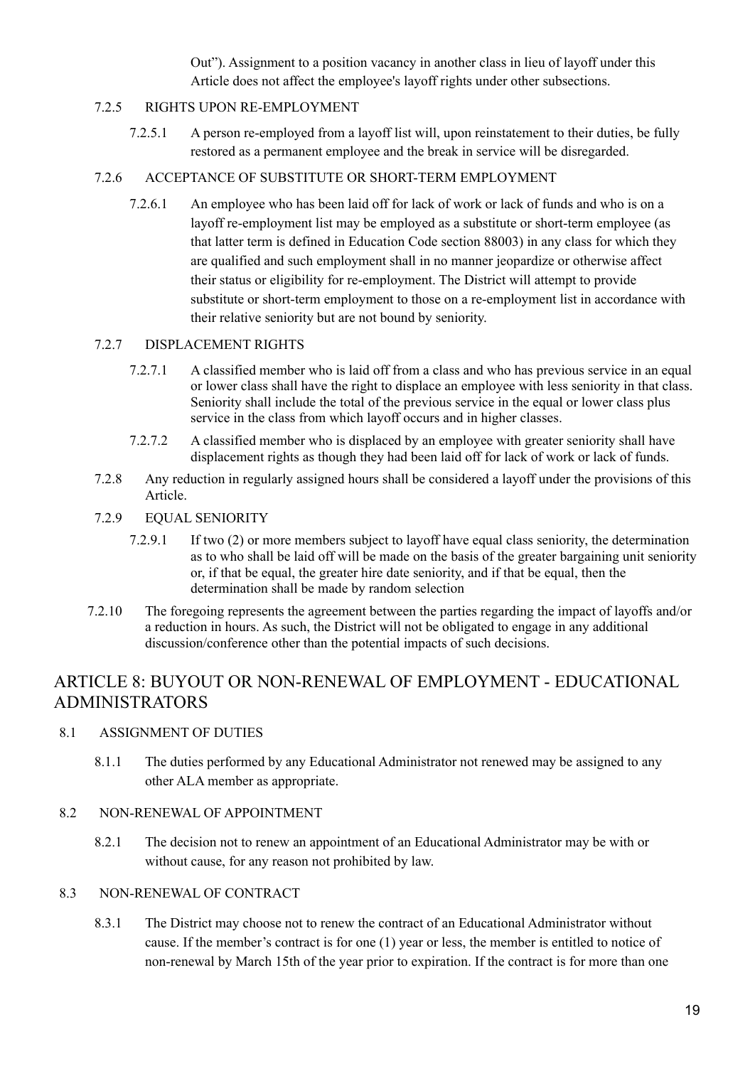Out"). Assignment to a position vacancy in another class in lieu of layoff under this Article does not affect the employee's layoff rights under other subsections.

7.2.5 RIGHTS UPON RE-EMPLOYMENT

7.2.5.1 A person re-employed from a layoff list will, upon reinstatement to their duties, be fully restored as a permanent employee and the break in service will be disregarded.

7.2.6 ACCEPTANCE OF SUBSTITUTE OR SHORT-TERM EMPLOYMENT

7.2.6.1 An employee who has been laid off for lack of work or lack of funds and who is on a layoff re-employment list may be employed as a substitute or short-term employee (as that latter term is defined in Education Code section 88003) in any class for which they are qualified and such employment shall in no manner jeopardize or otherwise affect their status or eligibility for re-employment. The District will attempt to provide substitute or short-term employment to those on a re-employment list in accordance with their relative seniority but are not bound by seniority.

7.2.7 DISPLACEMENT RIGHTS

7.2.7.1 A classified member who is laid off from a class and who has previous service in an equal or lower class shall have the right to displace an employee with less seniority in that class. Seniority shall include the total of the previous service in the equal or lower class plus service in the class from which layoff occurs and in higher classes.

7.2.7.2 A classified member who is displaced by an employee with greater seniority shall have displacement rights as though they had been laid off for lack of work or lack of funds.

7.2.8 Any reduction in regularly assigned hours shall be considered a layoff under the provisions of this Article.

7.2.9 EQUAL SENIORITY

7.2.9.1 If two (2) or more members subject to layoff have equal class seniority, the determination as to who shall be laid off will be made on the basis of the greater bargaining unit seniority or, if that be equal, the greater hire date seniority, and if that be equal, then the determination shall be made by random selection

7.2.10 The foregoing represents the agreement between the parties regarding the impact of layoffs and/or a reduction in hours. As such, the District will not be obligated to engage in any additional discussion/conference other than the potential impacts of such decisions.

## ARTICLE 8: BUYOUT OR NON-RENEWAL OF EMPLOYMENT - EDUCATIONAL ADMINISTRATORS

8.1 ASSIGNMENT OF DUTIES

8.1.1 The duties performed by any Educational Administrator not renewed may be assigned to any other ALA member as appropriate.

8.2 NON-RENEWAL OF APPOINTMENT

8.2.1 The decision not to renew an appointment of an Educational Administrator may be with or without cause, for any reason not prohibited by law.

8.3 NON-RENEWAL OF CONTRACT

8.3.1 The District may choose not to renew the contract of an Educational Administrator without cause. If the member's contract is for one (1) year or less, the member is entitled to notice of non-renewal by March 15th of the year prior to expiration. If the contract is for more than one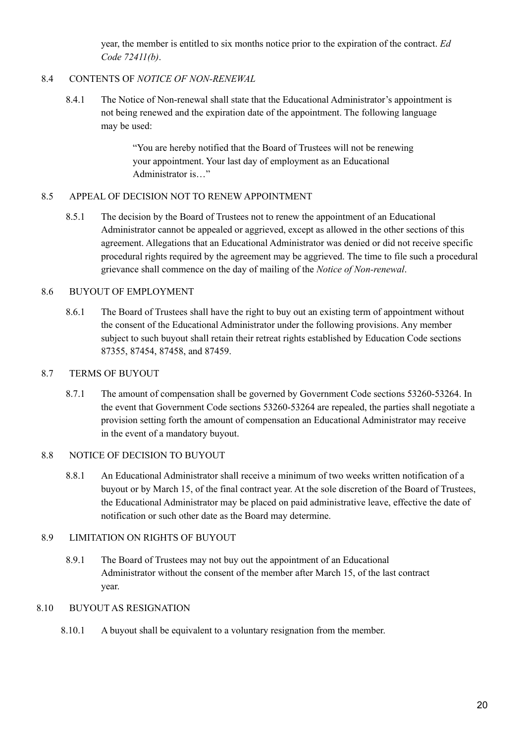year, the member is entitled to six months notice prior to the expiration of the contract. *Ed Code 72411(b)*.

### 8.4 CONTENTS OF *NOTICE OF NON-RENEWAL*

8.4.1 The Notice of Non-renewal shall state that the Educational Administrator's appointment is not being renewed and the expiration date of the appointment. The following language may be used:

> "You are hereby notified that the Board of Trustees will not be renewing your appointment. Your last day of employment as an Educational Administrator is…"

### 8.5 APPEAL OF DECISION NOT TO RENEW APPOINTMENT

8.5.1 The decision by the Board of Trustees not to renew the appointment of an Educational Administrator cannot be appealed or aggrieved, except as allowed in the other sections of this agreement. Allegations that an Educational Administrator was denied or did not receive specific procedural rights required by the agreement may be aggrieved. The time to file such a procedural grievance shall commence on the day of mailing of the *Notice of Non-renewal*.

### 8.6 BUYOUT OF EMPLOYMENT

8.6.1 The Board of Trustees shall have the right to buy out an existing term of appointment without the consent of the Educational Administrator under the following provisions. Any member subject to such buyout shall retain their retreat rights established by Education Code sections 87355, 87454, 87458, and 87459.

### 8.7 TERMS OF BUYOUT

8.7.1 The amount of compensation shall be governed by Government Code sections 53260-53264. In the event that Government Code sections 53260-53264 are repealed, the parties shall negotiate a provision setting forth the amount of compensation an Educational Administrator may receive in the event of a mandatory buyout.

### 8.8 NOTICE OF DECISION TO BUYOUT

8.8.1 An Educational Administrator shall receive a minimum of two weeks written notification of a buyout or by March 15, of the final contract year. At the sole discretion of the Board of Trustees, the Educational Administrator may be placed on paid administrative leave, effective the date of notification or such other date as the Board may determine.

### 8.9 LIMITATION ON RIGHTS OF BUYOUT

8.9.1 The Board of Trustees may not buy out the appointment of an Educational Administrator without the consent of the member after March 15, of the last contract year.

### 8.10 BUYOUT AS RESIGNATION

8.10.1 A buyout shall be equivalent to a voluntary resignation from the member.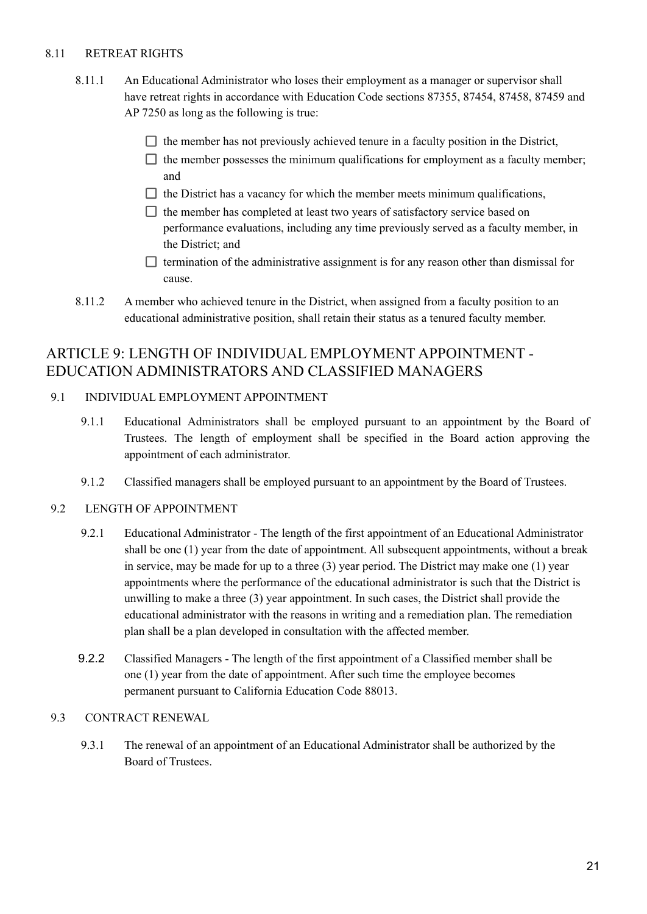8.11 RETREAT RIGHTS

8.11.1 An Educational Administrator who loses their employment as a manager or supervisor shall have retreat rights in accordance with Education Code sections 87355, 87454, 87458, 87459 and AP 7250 as long as the following is true:

- [ ] the member has not previously achieved tenure in a faculty position in the District,
- [ ] the member possesses the minimum qualifications for employment as a faculty member; and
- [ ] the District has a vacancy for which the member meets minimum qualifications,
- [ ] the member has completed at least two years of satisfactory service based on performance evaluations, including any time previously served as a faculty member, in the District; and
- [ ] termination of the administrative assignment is for any reason other than dismissal for cause.

8.11.2 A member who achieved tenure in the District, when assigned from a faculty position to an educational administrative position, shall retain their status as a tenured faculty member.

## ARTICLE 9: LENGTH OF INDIVIDUAL EMPLOYMENT APPOINTMENT - EDUCATION ADMINISTRATORS AND CLASSIFIED MANAGERS

9.1 INDIVIDUAL EMPLOYMENT APPOINTMENT

9.1.1 Educational Administrators shall be employed pursuant to an appointment by the Board of Trustees. The length of employment shall be specified in the Board action approving the appointment of each administrator.

9.1.2 Classified managers shall be employed pursuant to an appointment by the Board of Trustees.

9.2 LENGTH OF APPOINTMENT

9.2.1 Educational Administrator - The length of the first appointment of an Educational Administrator shall be one (1) year from the date of appointment. All subsequent appointments, without a break in service, may be made for up to a three (3) year period. The District may make one (1) year appointments where the performance of the educational administrator is such that the District is unwilling to make a three (3) year appointment. In such cases, the District shall provide the educational administrator with the reasons in writing and a remediation plan. The remediation plan shall be a plan developed in consultation with the affected member.

9.2.2 Classified Managers - The length of the first appointment of a Classified member shall be one (1) year from the date of appointment. After such time the employee becomes permanent pursuant to California Education Code 88013.

9.3 CONTRACT RENEWAL

9.3.1 The renewal of an appointment of an Educational Administrator shall be authorized by the Board of Trustees.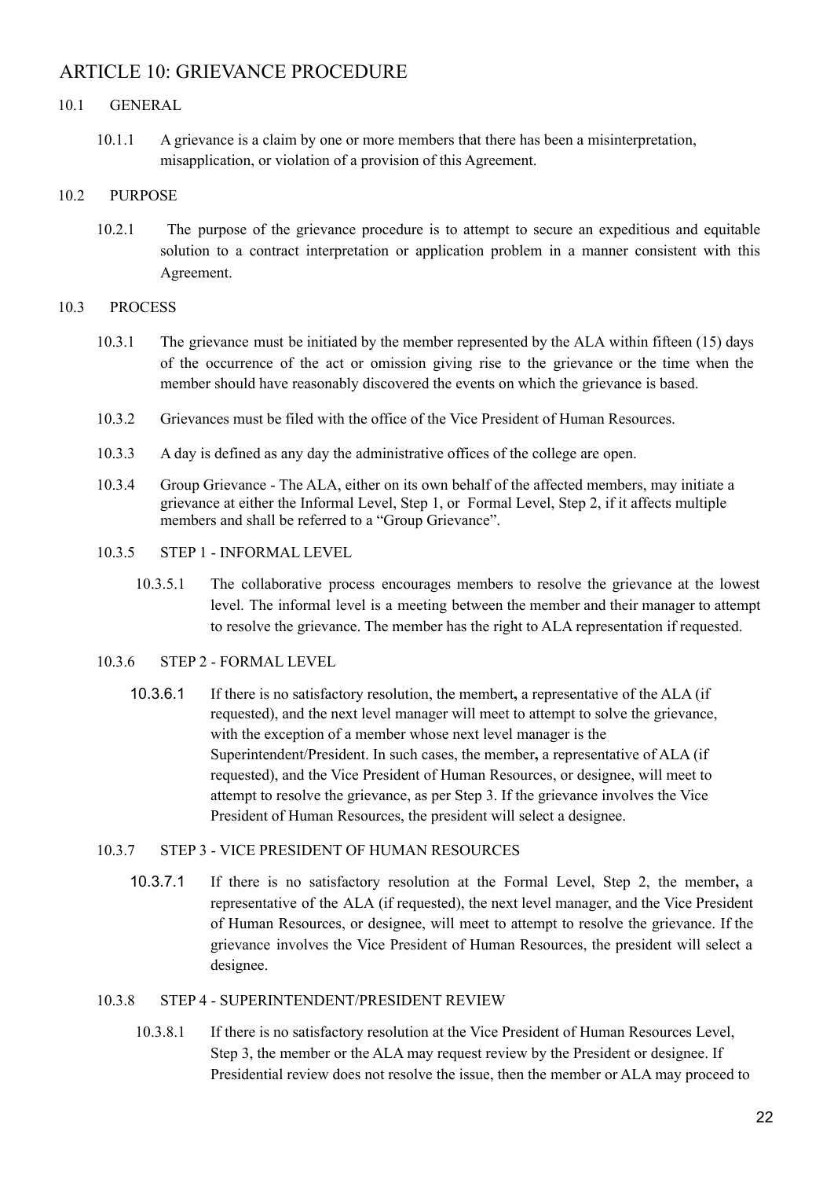# ARTICLE 10: GRIEVANCE PROCEDURE

10.1 GENERAL

10.1.1 A grievance is a claim by one or more members that there has been a misinterpretation, misapplication, or violation of a provision of this Agreement.

10.2 PURPOSE

10.2.1 The purpose of the grievance procedure is to attempt to secure an expeditious and equitable solution to a contract interpretation or application problem in a manner consistent with this Agreement.

10.3 PROCESS

10.3.1 The grievance must be initiated by the member represented by the ALA within fifteen (15) days of the occurrence of the act or omission giving rise to the grievance or the time when the member should have reasonably discovered the events on which the grievance is based.

10.3.2 Grievances must be filed with the office of the Vice President of Human Resources.

10.3.3 A day is defined as any day the administrative offices of the college are open.

10.3.4 Group Grievance - The ALA, either on its own behalf of the affected members, may initiate a grievance at either the Informal Level, Step 1, or Formal Level, Step 2, if it affects multiple members and shall be referred to a "Group Grievance".

10.3.5 STEP 1 - INFORMAL LEVEL

10.3.5.1 The collaborative process encourages members to resolve the grievance at the lowest level. The informal level is a meeting between the member and their manager to attempt to resolve the grievance. The member has the right to ALA representation if requested.

10.3.6 STEP 2 - FORMAL LEVEL

10.3.6.1 If there is no satisfactory resolution, the membert**,** a representative of the ALA (if requested), and the next level manager will meet to attempt to solve the grievance, with the exception of a member whose next level manager is the Superintendent/President. In such cases, the member**,** a representative of ALA (if requested), and the Vice President of Human Resources, or designee, will meet to attempt to resolve the grievance, as per Step 3. If the grievance involves the Vice President of Human Resources, the president will select a designee.

10.3.7 STEP 3 - VICE PRESIDENT OF HUMAN RESOURCES

10.3.7.1 If there is no satisfactory resolution at the Formal Level, Step 2, the member**,** a representative of the ALA (if requested), the next level manager, and the Vice President of Human Resources, or designee, will meet to attempt to resolve the grievance. If the grievance involves the Vice President of Human Resources, the president will select a designee.

10.3.8 STEP 4 - SUPERINTENDENT/PRESIDENT REVIEW

10.3.8.1 If there is no satisfactory resolution at the Vice President of Human Resources Level, Step 3, the member or the ALA may request review by the President or designee. If Presidential review does not resolve the issue, then the member or ALA may proceed to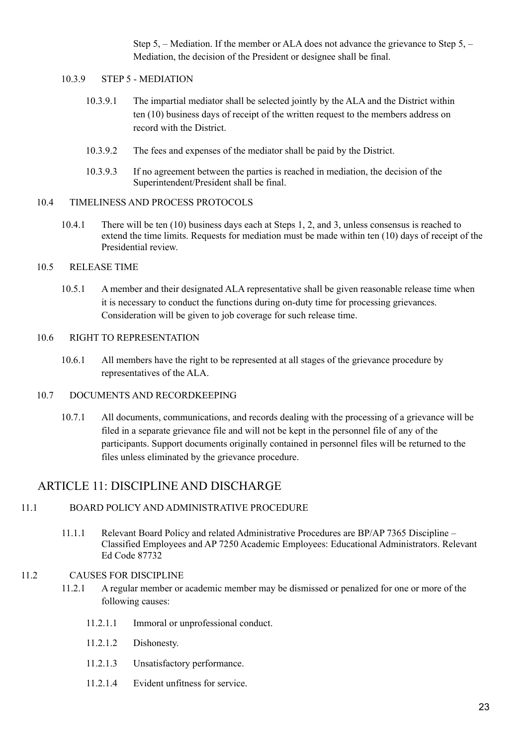Step 5, – Mediation. If the member or ALA does not advance the grievance to Step 5, – Mediation, the decision of the President or designee shall be final.

10.3.9 STEP 5 - MEDIATION

10.3.9.1 The impartial mediator shall be selected jointly by the ALA and the District within ten (10) business days of receipt of the written request to the members address on record with the District.

10.3.9.2 The fees and expenses of the mediator shall be paid by the District.

10.3.9.3 If no agreement between the parties is reached in mediation, the decision of the Superintendent/President shall be final.

10.4 TIMELINESS AND PROCESS PROTOCOLS

10.4.1 There will be ten (10) business days each at Steps 1, 2, and 3, unless consensus is reached to extend the time limits. Requests for mediation must be made within ten (10) days of receipt of the Presidential review.

10.5 RELEASE TIME

10.5.1 A member and their designated ALA representative shall be given reasonable release time when it is necessary to conduct the functions during on-duty time for processing grievances. Consideration will be given to job coverage for such release time.

10.6 RIGHT TO REPRESENTATION

10.6.1 All members have the right to be represented at all stages of the grievance procedure by representatives of the ALA.

10.7 DOCUMENTS AND RECORDKEEPING

10.7.1 All documents, communications, and records dealing with the processing of a grievance will be filed in a separate grievance file and will not be kept in the personnel file of any of the participants. Support documents originally contained in personnel files will be returned to the files unless eliminated by the grievance procedure.

## ARTICLE 11: DISCIPLINE AND DISCHARGE

11.1 BOARD POLICY AND ADMINISTRATIVE PROCEDURE

11.1.1 Relevant Board Policy and related Administrative Procedures are BP/AP 7365 Discipline – Classified Employees and AP 7250 Academic Employees: Educational Administrators. Relevant Ed Code 87732

11.2 CAUSES FOR DISCIPLINE

11.2.1 A regular member or academic member may be dismissed or penalized for one or more of the following causes:

11.2.1.1 Immoral or unprofessional conduct.

11.2.1.2 Dishonesty.

11.2.1.3 Unsatisfactory performance.

11.2.1.4 Evident unfitness for service.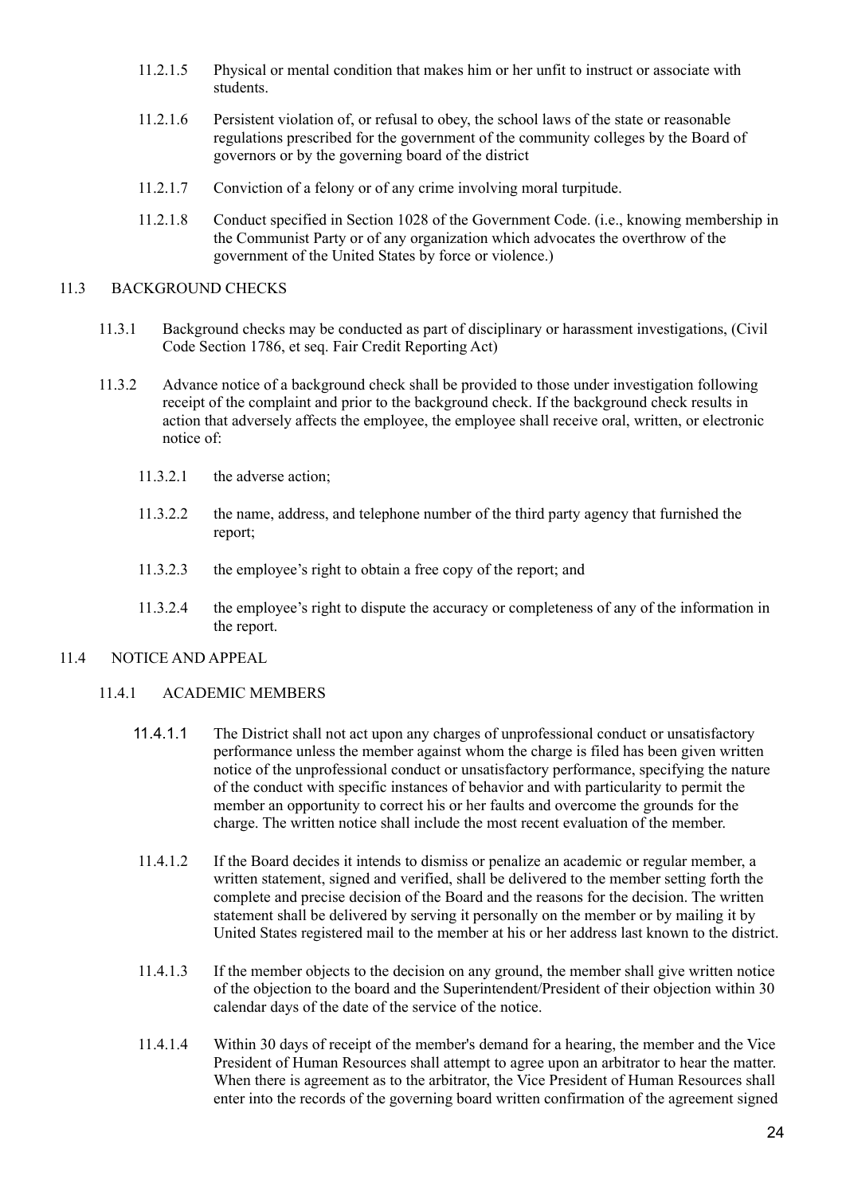11.2.1.5 Physical or mental condition that makes him or her unfit to instruct or associate with students.

11.2.1.6 Persistent violation of, or refusal to obey, the school laws of the state or reasonable regulations prescribed for the government of the community colleges by the Board of governors or by the governing board of the district

11.2.1.7 Conviction of a felony or of any crime involving moral turpitude.

11.2.1.8 Conduct specified in Section 1028 of the Government Code. (i.e., knowing membership in the Communist Party or of any organization which advocates the overthrow of the government of the United States by force or violence.)

## 11.3 BACKGROUND CHECKS

11.3.1 Background checks may be conducted as part of disciplinary or harassment investigations, (Civil Code Section 1786, et seq. Fair Credit Reporting Act)

11.3.2 Advance notice of a background check shall be provided to those under investigation following receipt of the complaint and prior to the background check. If the background check results in action that adversely affects the employee, the employee shall receive oral, written, or electronic notice of:

11.3.2.1 the adverse action;

11.3.2.2 the name, address, and telephone number of the third party agency that furnished the report;

11.3.2.3 the employee's right to obtain a free copy of the report; and

11.3.2.4 the employee's right to dispute the accuracy or completeness of any of the information in the report.

## 11.4 NOTICE AND APPEAL

### 11.4.1 ACADEMIC MEMBERS

11.4.1.1 The District shall not act upon any charges of unprofessional conduct or unsatisfactory performance unless the member against whom the charge is filed has been given written notice of the unprofessional conduct or unsatisfactory performance, specifying the nature of the conduct with specific instances of behavior and with particularity to permit the member an opportunity to correct his or her faults and overcome the grounds for the charge. The written notice shall include the most recent evaluation of the member.

11.4.1.2 If the Board decides it intends to dismiss or penalize an academic or regular member, a written statement, signed and verified, shall be delivered to the member setting forth the complete and precise decision of the Board and the reasons for the decision. The written statement shall be delivered by serving it personally on the member or by mailing it by United States registered mail to the member at his or her address last known to the district.

11.4.1.3 If the member objects to the decision on any ground, the member shall give written notice of the objection to the board and the Superintendent/President of their objection within 30 calendar days of the date of the service of the notice.

11.4.1.4 Within 30 days of receipt of the member's demand for a hearing, the member and the Vice President of Human Resources shall attempt to agree upon an arbitrator to hear the matter. When there is agreement as to the arbitrator, the Vice President of Human Resources shall enter into the records of the governing board written confirmation of the agreement signed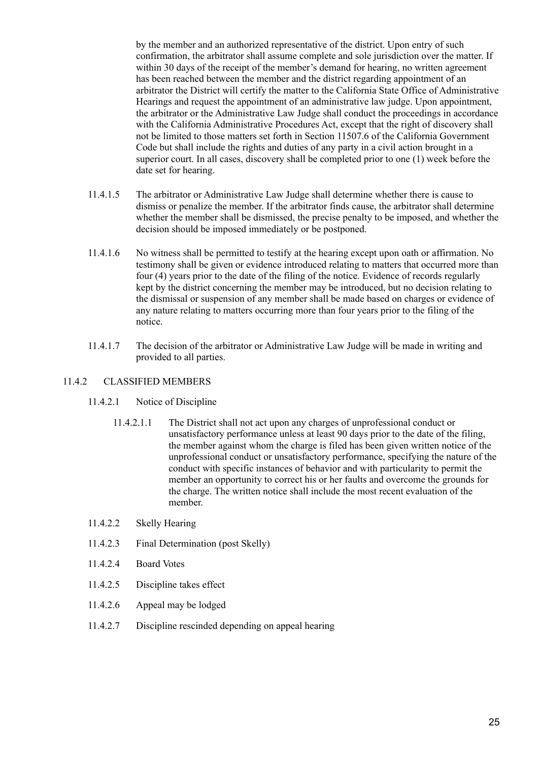by the member and an authorized representative of the district. Upon entry of such confirmation, the arbitrator shall assume complete and sole jurisdiction over the matter. If within 30 days of the receipt of the member's demand for hearing, no written agreement has been reached between the member and the district regarding appointment of an arbitrator the District will certify the matter to the California State Office of Administrative Hearings and request the appointment of an administrative law judge. Upon appointment, the arbitrator or the Administrative Law Judge shall conduct the proceedings in accordance with the California Administrative Procedures Act, except that the right of discovery shall not be limited to those matters set forth in Section 11507.6 of the California Government Code but shall include the rights and duties of any party in a civil action brought in a superior court. In all cases, discovery shall be completed prior to one (1) week before the date set for hearing.

11.4.1.5 The arbitrator or Administrative Law Judge shall determine whether there is cause to dismiss or penalize the member. If the arbitrator finds cause, the arbitrator shall determine whether the member shall be dismissed, the precise penalty to be imposed, and whether the decision should be imposed immediately or be postponed.

11.4.1.6 No witness shall be permitted to testify at the hearing except upon oath or affirmation. No testimony shall be given or evidence introduced relating to matters that occurred more than four (4) years prior to the date of the filing of the notice. Evidence of records regularly kept by the district concerning the member may be introduced, but no decision relating to the dismissal or suspension of any member shall be made based on charges or evidence of any nature relating to matters occurring more than four years prior to the filing of the notice.

11.4.1.7 The decision of the arbitrator or Administrative Law Judge will be made in writing and provided to all parties.

11.4.2 CLASSIFIED MEMBERS

11.4.2.1 Notice of Discipline

11.4.2.1.1 The District shall not act upon any charges of unprofessional conduct or unsatisfactory performance unless at least 90 days prior to the date of the filing, the member against whom the charge is filed has been given written notice of the unprofessional conduct or unsatisfactory performance, specifying the nature of the conduct with specific instances of behavior and with particularity to permit the member an opportunity to correct his or her faults and overcome the grounds for the charge. The written notice shall include the most recent evaluation of the member.

11.4.2.2 Skelly Hearing

11.4.2.3 Final Determination (post Skelly)

11.4.2.4 Board Votes

11.4.2.5 Discipline takes effect

11.4.2.6 Appeal may be lodged

11.4.2.7 Discipline rescinded depending on appeal hearing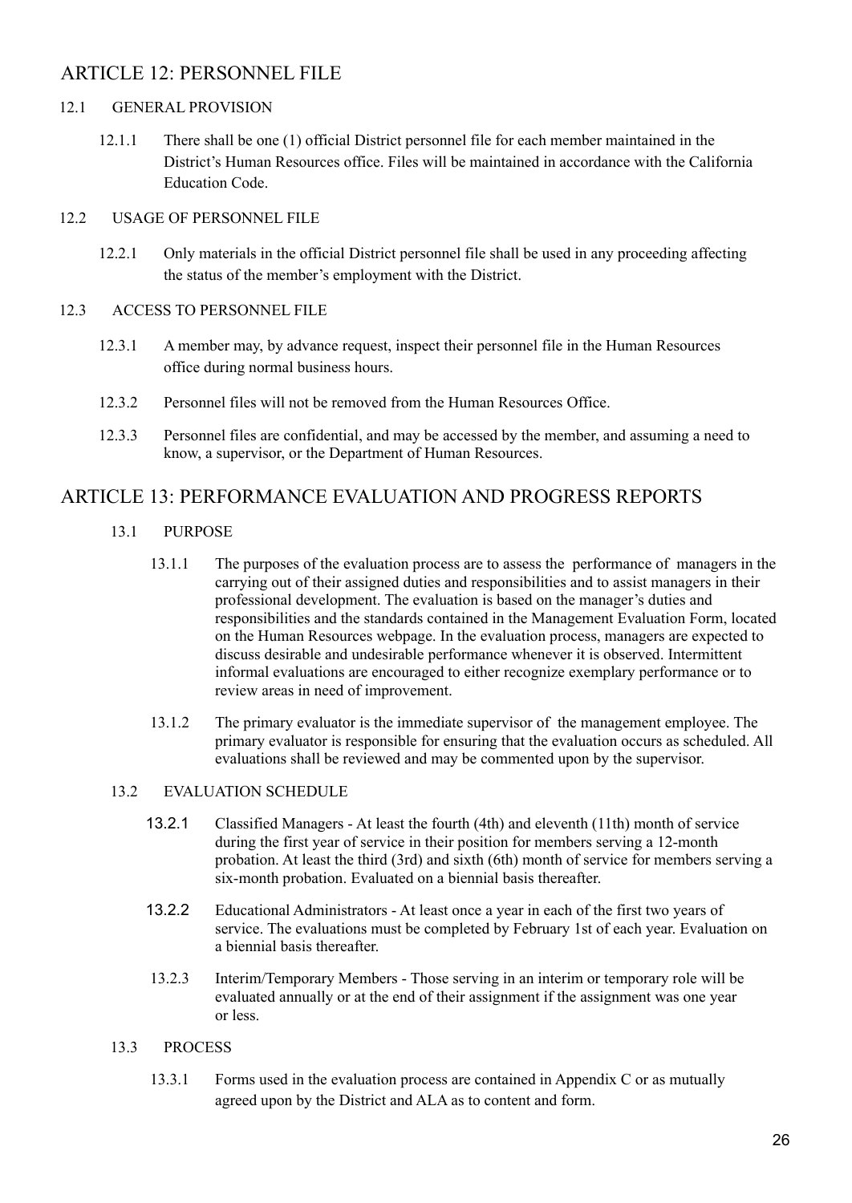## ARTICLE 12: PERSONNEL FILE

### 12.1 GENERAL PROVISION

12.1.1 There shall be one (1) official District personnel file for each member maintained in the District's Human Resources office. Files will be maintained in accordance with the California Education Code.

### 12.2 USAGE OF PERSONNEL FILE

12.2.1 Only materials in the official District personnel file shall be used in any proceeding affecting the status of the member's employment with the District.

### 12.3 ACCESS TO PERSONNEL FILE

12.3.1 A member may, by advance request, inspect their personnel file in the Human Resources office during normal business hours.

12.3.2 Personnel files will not be removed from the Human Resources Office.

12.3.3 Personnel files are confidential, and may be accessed by the member, and assuming a need to know, a supervisor, or the Department of Human Resources.

## ARTICLE 13: PERFORMANCE EVALUATION AND PROGRESS REPORTS

### 13.1 PURPOSE

13.1.1 The purposes of the evaluation process are to assess the performance of managers in the carrying out of their assigned duties and responsibilities and to assist managers in their professional development. The evaluation is based on the manager's duties and responsibilities and the standards contained in the Management Evaluation Form, located on the Human Resources webpage. In the evaluation process, managers are expected to discuss desirable and undesirable performance whenever it is observed. Intermittent informal evaluations are encouraged to either recognize exemplary performance or to review areas in need of improvement.

13.1.2 The primary evaluator is the immediate supervisor of the management employee. The primary evaluator is responsible for ensuring that the evaluation occurs as scheduled. All evaluations shall be reviewed and may be commented upon by the supervisor.

### 13.2 EVALUATION SCHEDULE

13.2.1 Classified Managers - At least the fourth (4th) and eleventh (11th) month of service during the first year of service in their position for members serving a 12-month probation. At least the third (3rd) and sixth (6th) month of service for members serving a six-month probation. Evaluated on a biennial basis thereafter.

13.2.2 Educational Administrators - At least once a year in each of the first two years of service. The evaluations must be completed by February 1st of each year. Evaluation on a biennial basis thereafter.

13.2.3 Interim/Temporary Members - Those serving in an interim or temporary role will be evaluated annually or at the end of their assignment if the assignment was one year or less.

### 13.3 PROCESS

13.3.1 Forms used in the evaluation process are contained in Appendix C or as mutually agreed upon by the District and ALA as to content and form.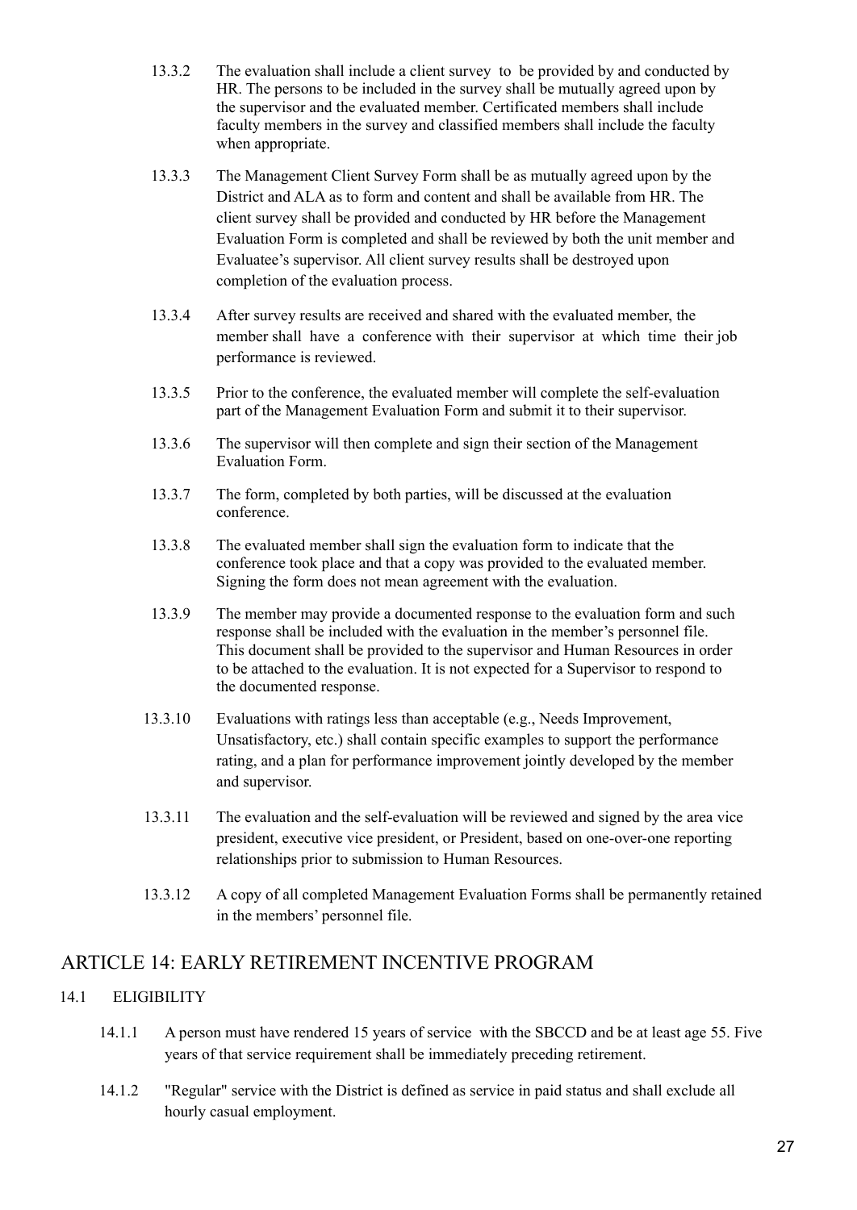13.3.2 The evaluation shall include a client survey to be provided by and conducted by HR. The persons to be included in the survey shall be mutually agreed upon by the supervisor and the evaluated member. Certificated members shall include faculty members in the survey and classified members shall include the faculty when appropriate.

13.3.3 The Management Client Survey Form shall be as mutually agreed upon by the District and ALA as to form and content and shall be available from HR. The client survey shall be provided and conducted by HR before the Management Evaluation Form is completed and shall be reviewed by both the unit member and Evaluatee's supervisor. All client survey results shall be destroyed upon completion of the evaluation process.

13.3.4 After survey results are received and shared with the evaluated member, the member shall have a conference with their supervisor at which time their job performance is reviewed.

13.3.5 Prior to the conference, the evaluated member will complete the self-evaluation part of the Management Evaluation Form and submit it to their supervisor.

13.3.6 The supervisor will then complete and sign their section of the Management Evaluation Form.

13.3.7 The form, completed by both parties, will be discussed at the evaluation conference.

13.3.8 The evaluated member shall sign the evaluation form to indicate that the conference took place and that a copy was provided to the evaluated member. Signing the form does not mean agreement with the evaluation.

13.3.9 The member may provide a documented response to the evaluation form and such response shall be included with the evaluation in the member's personnel file. This document shall be provided to the supervisor and Human Resources in order to be attached to the evaluation. It is not expected for a Supervisor to respond to the documented response.

13.3.10 Evaluations with ratings less than acceptable (e.g., Needs Improvement, Unsatisfactory, etc.) shall contain specific examples to support the performance rating, and a plan for performance improvement jointly developed by the member and supervisor.

13.3.11 The evaluation and the self-evaluation will be reviewed and signed by the area vice president, executive vice president, or President, based on one-over-one reporting relationships prior to submission to Human Resources.

13.3.12 A copy of all completed Management Evaluation Forms shall be permanently retained in the members' personnel file.

## ARTICLE 14: EARLY RETIREMENT INCENTIVE PROGRAM

### 14.1 ELIGIBILITY

14.1.1 A person must have rendered 15 years of service with the SBCCD and be at least age 55. Five years of that service requirement shall be immediately preceding retirement.

14.1.2 "Regular" service with the District is defined as service in paid status and shall exclude all hourly casual employment.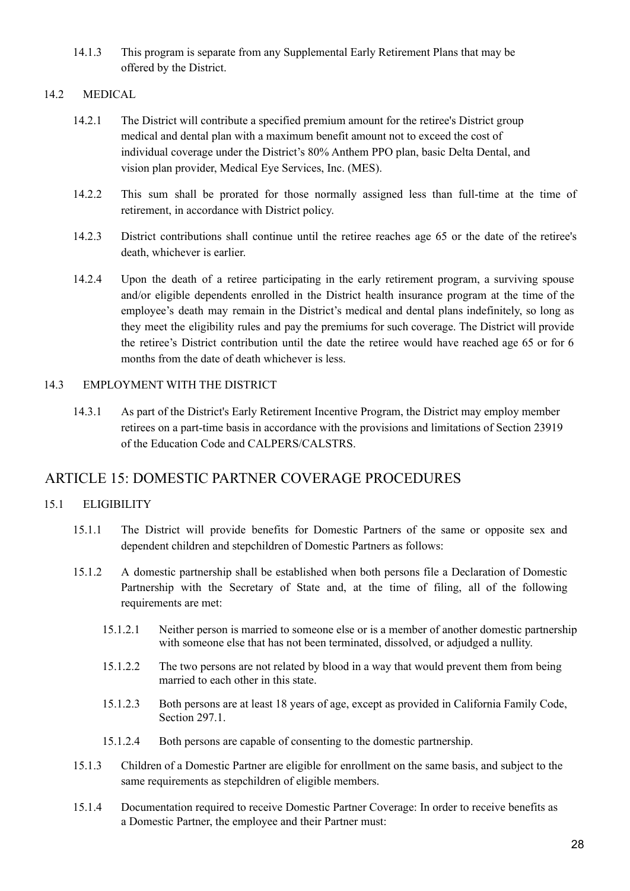14.1.3 This program is separate from any Supplemental Early Retirement Plans that may be offered by the District.

14.2 MEDICAL

14.2.1 The District will contribute a specified premium amount for the retiree's District group medical and dental plan with a maximum benefit amount not to exceed the cost of individual coverage under the District's 80% Anthem PPO plan, basic Delta Dental, and vision plan provider, Medical Eye Services, Inc. (MES).

14.2.2 This sum shall be prorated for those normally assigned less than full-time at the time of retirement, in accordance with District policy.

14.2.3 District contributions shall continue until the retiree reaches age 65 or the date of the retiree's death, whichever is earlier.

14.2.4 Upon the death of a retiree participating in the early retirement program, a surviving spouse and/or eligible dependents enrolled in the District health insurance program at the time of the employee's death may remain in the District's medical and dental plans indefinitely, so long as they meet the eligibility rules and pay the premiums for such coverage. The District will provide the retiree's District contribution until the date the retiree would have reached age 65 or for 6 months from the date of death whichever is less.

14.3 EMPLOYMENT WITH THE DISTRICT

14.3.1 As part of the District's Early Retirement Incentive Program, the District may employ member retirees on a part-time basis in accordance with the provisions and limitations of Section 23919 of the Education Code and CALPERS/CALSTRS.

## ARTICLE 15: DOMESTIC PARTNER COVERAGE PROCEDURES

15.1 ELIGIBILITY

15.1.1 The District will provide benefits for Domestic Partners of the same or opposite sex and dependent children and stepchildren of Domestic Partners as follows:

15.1.2 A domestic partnership shall be established when both persons file a Declaration of Domestic Partnership with the Secretary of State and, at the time of filing, all of the following requirements are met:

15.1.2.1 Neither person is married to someone else or is a member of another domestic partnership with someone else that has not been terminated, dissolved, or adjudged a nullity.

15.1.2.2 The two persons are not related by blood in a way that would prevent them from being married to each other in this state.

15.1.2.3 Both persons are at least 18 years of age, except as provided in California Family Code, Section 297.1.

15.1.2.4 Both persons are capable of consenting to the domestic partnership.

15.1.3 Children of a Domestic Partner are eligible for enrollment on the same basis, and subject to the same requirements as stepchildren of eligible members.

15.1.4 Documentation required to receive Domestic Partner Coverage: In order to receive benefits as a Domestic Partner, the employee and their Partner must: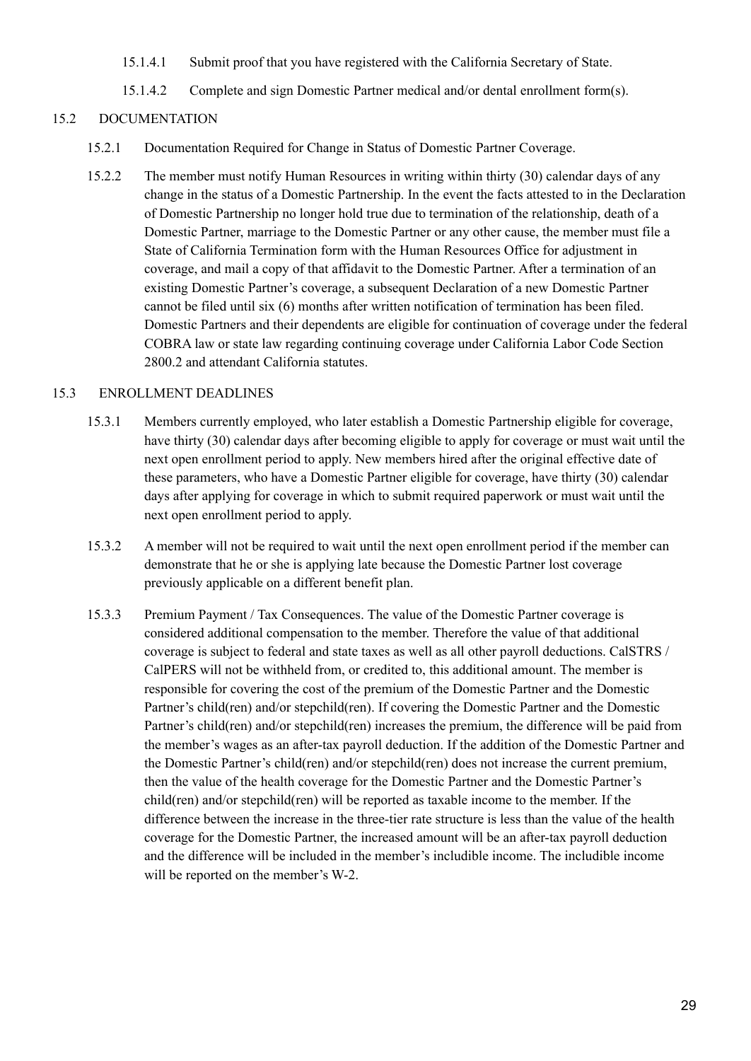15.1.4.1 Submit proof that you have registered with the California Secretary of State.

15.1.4.2 Complete and sign Domestic Partner medical and/or dental enrollment form(s).

## 15.2 DOCUMENTATION

15.2.1 Documentation Required for Change in Status of Domestic Partner Coverage.

15.2.2 The member must notify Human Resources in writing within thirty (30) calendar days of any change in the status of a Domestic Partnership. In the event the facts attested to in the Declaration of Domestic Partnership no longer hold true due to termination of the relationship, death of a Domestic Partner, marriage to the Domestic Partner or any other cause, the member must file a State of California Termination form with the Human Resources Office for adjustment in coverage, and mail a copy of that affidavit to the Domestic Partner. After a termination of an existing Domestic Partner's coverage, a subsequent Declaration of a new Domestic Partner cannot be filed until six (6) months after written notification of termination has been filed. Domestic Partners and their dependents are eligible for continuation of coverage under the federal COBRA law or state law regarding continuing coverage under California Labor Code Section 2800.2 and attendant California statutes.

## 15.3 ENROLLMENT DEADLINES

15.3.1 Members currently employed, who later establish a Domestic Partnership eligible for coverage, have thirty (30) calendar days after becoming eligible to apply for coverage or must wait until the next open enrollment period to apply. New members hired after the original effective date of these parameters, who have a Domestic Partner eligible for coverage, have thirty (30) calendar days after applying for coverage in which to submit required paperwork or must wait until the next open enrollment period to apply.

15.3.2 A member will not be required to wait until the next open enrollment period if the member can demonstrate that he or she is applying late because the Domestic Partner lost coverage previously applicable on a different benefit plan.

15.3.3 Premium Payment / Tax Consequences. The value of the Domestic Partner coverage is considered additional compensation to the member. Therefore the value of that additional coverage is subject to federal and state taxes as well as all other payroll deductions. CalSTRS / CalPERS will not be withheld from, or credited to, this additional amount. The member is responsible for covering the cost of the premium of the Domestic Partner and the Domestic Partner's child(ren) and/or stepchild(ren). If covering the Domestic Partner and the Domestic Partner's child(ren) and/or stepchild(ren) increases the premium, the difference will be paid from the member's wages as an after-tax payroll deduction. If the addition of the Domestic Partner and the Domestic Partner's child(ren) and/or stepchild(ren) does not increase the current premium, then the value of the health coverage for the Domestic Partner and the Domestic Partner's child(ren) and/or stepchild(ren) will be reported as taxable income to the member. If the difference between the increase in the three-tier rate structure is less than the value of the health coverage for the Domestic Partner, the increased amount will be an after-tax payroll deduction and the difference will be included in the member's includible income. The includible income will be reported on the member's W-2.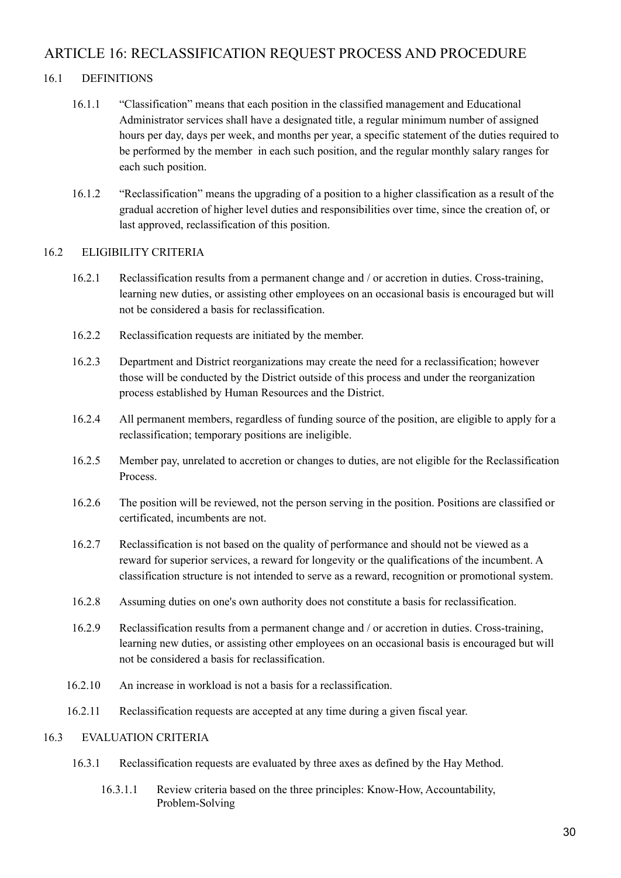## ARTICLE 16: RECLASSIFICATION REQUEST PROCESS AND PROCEDURE

### 16.1 DEFINITIONS

16.1.1 "Classification" means that each position in the classified management and Educational Administrator services shall have a designated title, a regular minimum number of assigned hours per day, days per week, and months per year, a specific statement of the duties required to be performed by the member in each such position, and the regular monthly salary ranges for each such position.

16.1.2 "Reclassification" means the upgrading of a position to a higher classification as a result of the gradual accretion of higher level duties and responsibilities over time, since the creation of, or last approved, reclassification of this position.

### 16.2 ELIGIBILITY CRITERIA

16.2.1 Reclassification results from a permanent change and / or accretion in duties. Cross-training, learning new duties, or assisting other employees on an occasional basis is encouraged but will not be considered a basis for reclassification.

16.2.2 Reclassification requests are initiated by the member.

16.2.3 Department and District reorganizations may create the need for a reclassification; however those will be conducted by the District outside of this process and under the reorganization process established by Human Resources and the District.

16.2.4 All permanent members, regardless of funding source of the position, are eligible to apply for a reclassification; temporary positions are ineligible.

16.2.5 Member pay, unrelated to accretion or changes to duties, are not eligible for the Reclassification Process.

16.2.6 The position will be reviewed, not the person serving in the position. Positions are classified or certificated, incumbents are not.

16.2.7 Reclassification is not based on the quality of performance and should not be viewed as a reward for superior services, a reward for longevity or the qualifications of the incumbent. A classification structure is not intended to serve as a reward, recognition or promotional system.

16.2.8 Assuming duties on one's own authority does not constitute a basis for reclassification.

16.2.9 Reclassification results from a permanent change and / or accretion in duties. Cross-training, learning new duties, or assisting other employees on an occasional basis is encouraged but will not be considered a basis for reclassification.

16.2.10 An increase in workload is not a basis for a reclassification.

16.2.11 Reclassification requests are accepted at any time during a given fiscal year.

### 16.3 EVALUATION CRITERIA

16.3.1 Reclassification requests are evaluated by three axes as defined by the Hay Method.

16.3.1.1 Review criteria based on the three principles: Know-How, Accountability, Problem-Solving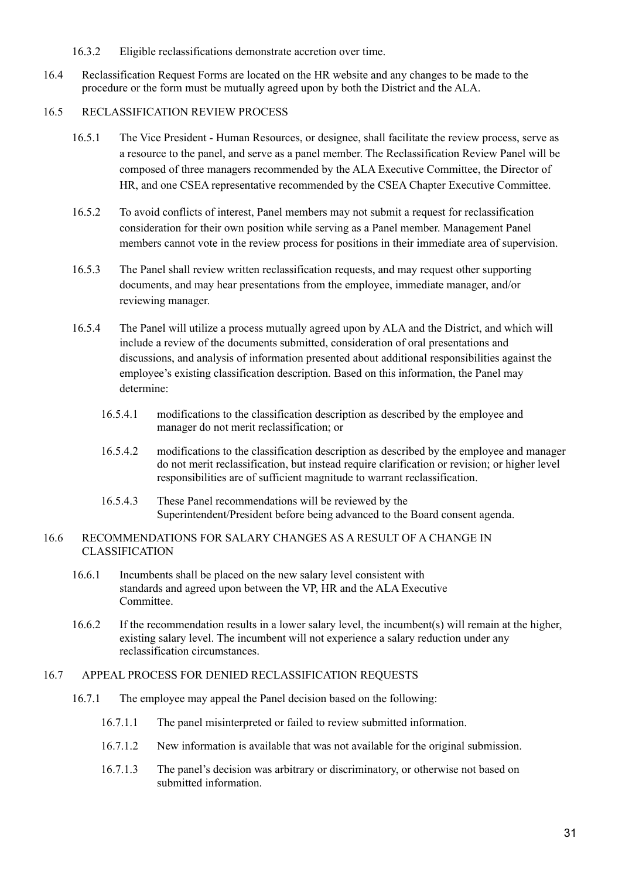16.3.2 Eligible reclassifications demonstrate accretion over time.

16.4 Reclassification Request Forms are located on the HR website and any changes to be made to the procedure or the form must be mutually agreed upon by both the District and the ALA.

16.5 RECLASSIFICATION REVIEW PROCESS

16.5.1 The Vice President - Human Resources, or designee, shall facilitate the review process, serve as a resource to the panel, and serve as a panel member. The Reclassification Review Panel will be composed of three managers recommended by the ALA Executive Committee, the Director of HR, and one CSEA representative recommended by the CSEA Chapter Executive Committee.

16.5.2 To avoid conflicts of interest, Panel members may not submit a request for reclassification consideration for their own position while serving as a Panel member. Management Panel members cannot vote in the review process for positions in their immediate area of supervision.

16.5.3 The Panel shall review written reclassification requests, and may request other supporting documents, and may hear presentations from the employee, immediate manager, and/or reviewing manager.

16.5.4 The Panel will utilize a process mutually agreed upon by ALA and the District, and which will include a review of the documents submitted, consideration of oral presentations and discussions, and analysis of information presented about additional responsibilities against the employee's existing classification description. Based on this information, the Panel may determine:

16.5.4.1 modifications to the classification description as described by the employee and manager do not merit reclassification; or

16.5.4.2 modifications to the classification description as described by the employee and manager do not merit reclassification, but instead require clarification or revision; or higher level responsibilities are of sufficient magnitude to warrant reclassification.

16.5.4.3 These Panel recommendations will be reviewed by the Superintendent/President before being advanced to the Board consent agenda.

16.6 RECOMMENDATIONS FOR SALARY CHANGES AS A RESULT OF A CHANGE IN CLASSIFICATION

16.6.1 Incumbents shall be placed on the new salary level consistent with standards and agreed upon between the VP, HR and the ALA Executive Committee.

16.6.2 If the recommendation results in a lower salary level, the incumbent(s) will remain at the higher, existing salary level. The incumbent will not experience a salary reduction under any reclassification circumstances.

16.7 APPEAL PROCESS FOR DENIED RECLASSIFICATION REQUESTS

16.7.1 The employee may appeal the Panel decision based on the following:

16.7.1.1 The panel misinterpreted or failed to review submitted information.

16.7.1.2 New information is available that was not available for the original submission.

16.7.1.3 The panel's decision was arbitrary or discriminatory, or otherwise not based on submitted information.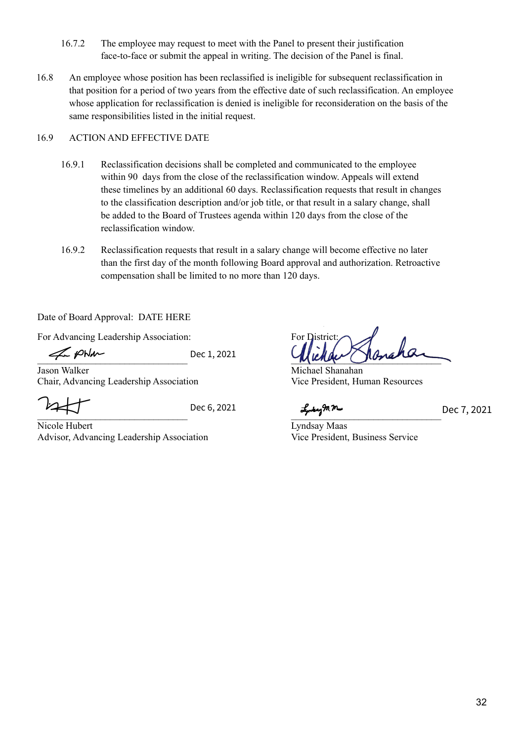16.7.2 The employee may request to meet with the Panel to present their justification face-to-face or submit the appeal in writing. The decision of the Panel is final.

16.8 An employee whose position has been reclassified is ineligible for subsequent reclassification in that position for a period of two years from the effective date of such reclassification. An employee whose application for reclassification is denied is ineligible for reconsideration on the basis of the same responsibilities listed in the initial request.

16.9 ACTION AND EFFECTIVE DATE

16.9.1 Reclassification decisions shall be completed and communicated to the employee within 90 days from the close of the reclassification window. Appeals will extend these timelines by an additional 60 days. Reclassification requests that result in changes to the classification description and/or job title, or that result in a salary change, shall be added to the Board of Trustees agenda within 120 days from the close of the reclassification window.

16.9.2 Reclassification requests that result in a salary change will become effective no later than the first day of the month following Board approval and authorization. Retroactive compensation shall be limited to no more than 120 days.

Date of Board Approval: DATE HERE

For Advancing Leadership Association:

_________________________ Dec 1, 2021
Jason Walker
Chair, Advancing Leadership Association

_________________________ Dec 6, 2021
Nicole Hubert
Advisor, Advancing Leadership Association

For District:

_________________________
Michael Shanahan
Vice President, Human Resources

_________________________ Dec 7, 2021
Lyndsay Maas
Vice President, Business Service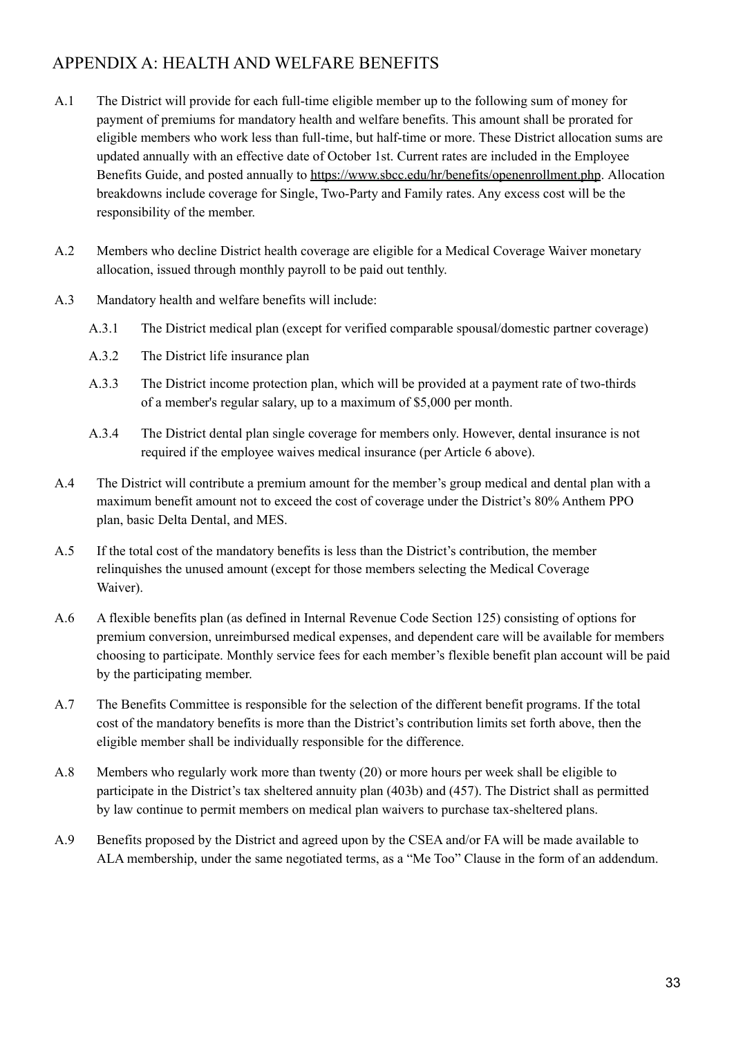# APPENDIX A: HEALTH AND WELFARE BENEFITS

A.1 The District will provide for each full-time eligible member up to the following sum of money for payment of premiums for mandatory health and welfare benefits. This amount shall be prorated for eligible members who work less than full-time, but half-time or more. These District allocation sums are updated annually with an effective date of October 1st. Current rates are included in the Employee Benefits Guide, and posted annually to https://www.sbcc.edu/hr/benefits/openenrollment.php. Allocation breakdowns include coverage for Single, Two-Party and Family rates. Any excess cost will be the responsibility of the member.

A.2 Members who decline District health coverage are eligible for a Medical Coverage Waiver monetary allocation, issued through monthly payroll to be paid out tenthly.

A.3 Mandatory health and welfare benefits will include:

A.3.1 The District medical plan (except for verified comparable spousal/domestic partner coverage)

A.3.2 The District life insurance plan

A.3.3 The District income protection plan, which will be provided at a payment rate of two-thirds of a member's regular salary, up to a maximum of $5,000 per month.

A.3.4 The District dental plan single coverage for members only. However, dental insurance is not required if the employee waives medical insurance (per Article 6 above).

A.4 The District will contribute a premium amount for the member's group medical and dental plan with a maximum benefit amount not to exceed the cost of coverage under the District's 80% Anthem PPO plan, basic Delta Dental, and MES.

A.5 If the total cost of the mandatory benefits is less than the District's contribution, the member relinquishes the unused amount (except for those members selecting the Medical Coverage Waiver).

A.6 A flexible benefits plan (as defined in Internal Revenue Code Section 125) consisting of options for premium conversion, unreimbursed medical expenses, and dependent care will be available for members choosing to participate. Monthly service fees for each member's flexible benefit plan account will be paid by the participating member.

A.7 The Benefits Committee is responsible for the selection of the different benefit programs. If the total cost of the mandatory benefits is more than the District's contribution limits set forth above, then the eligible member shall be individually responsible for the difference.

A.8 Members who regularly work more than twenty (20) or more hours per week shall be eligible to participate in the District's tax sheltered annuity plan (403b) and (457). The District shall as permitted by law continue to permit members on medical plan waivers to purchase tax-sheltered plans.

A.9 Benefits proposed by the District and agreed upon by the CSEA and/or FA will be made available to ALA membership, under the same negotiated terms, as a "Me Too" Clause in the form of an addendum.